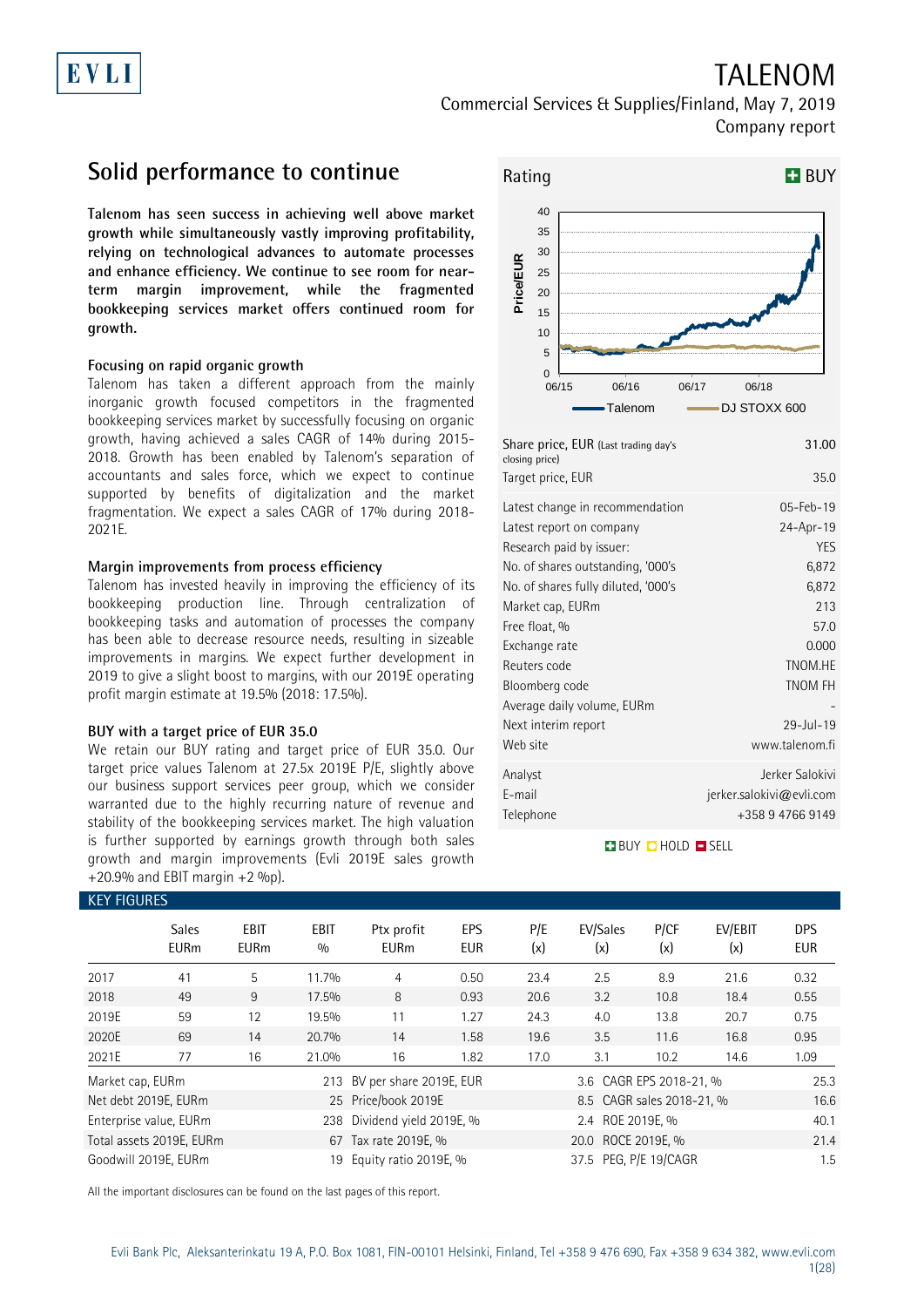# TALENOM

Commercial Services & Supplies/Finland, May 7, 2019
Company report

## Solid performance to continue

**Talenom has seen success in achieving well above market growth while simultaneously vastly improving profitability, relying on technological advances to automate processes and enhance efficiency. We continue to see room for near-term margin improvement, while the fragmented bookkeeping services market offers continued room for growth.**

### Focusing on rapid organic growth

Talenom has taken a different approach from the mainly inorganic growth focused competitors in the fragmented bookkeeping services market by successfully focusing on organic growth, having achieved a sales CAGR of 14% during 2015-2018. Growth has been enabled by Talenom's separation of accountants and sales force, which we expect to continue supported by benefits of digitalization and the market fragmentation. We expect a sales CAGR of 17% during 2018-2021E.

### Margin improvements from process efficiency

Talenom has invested heavily in improving the efficiency of its bookkeeping production line. Through centralization of bookkeeping tasks and automation of processes the company has been able to decrease resource needs, resulting in sizeable improvements in margins. We expect further development in 2019 to give a slight boost to margins, with our 2019E operating profit margin estimate at 19.5% (2018: 17.5%).

### BUY with a target price of EUR 35.0

We retain our BUY rating and target price of EUR 35.0. Our target price values Talenom at 27.5x 2019E P/E, slightly above our business support services peer group, which we consider warranted due to the highly recurring nature of revenue and stability of the bookkeeping services market. The high valuation is further supported by earnings growth through both sales growth and margin improvements (Evli 2019E sales growth +20.9% and EBIT margin +2 %p).

**Rating: BUY**

| | |
|---|---|
| Share price, EUR (Last trading day's closing price) | 31.00 |
| Target price, EUR | 35.0 |
| Latest change in recommendation | 05-Feb-19 |
| Latest report on company | 24-Apr-19 |
| Research paid by issuer: | YES |
| No. of shares outstanding, '000's | 6,872 |
| No. of shares fully diluted, '000's | 6,872 |
| Market cap, EURm | 213 |
| Free float, % | 57.0 |
| Exchange rate | 0.000 |
| Reuters code | TNOM.HE |
| Bloomberg code | TNOM FH |
| Average daily volume, EURm | - |
| Next interim report | 29-Jul-19 |
| Web site | www.talenom.fi |
| Analyst | Jerker Salokivi |
| E-mail | jerker.salokivi@evli.com |
| Telephone | +358 9 4766 9149 |

BUY HOLD SELL

### KEY FIGURES

| | Sales EURm | EBIT EURm | EBIT % | Ptx profit EURm | EPS EUR | P/E (x) | EV/Sales (x) | P/CF (x) | EV/EBIT (x) | DPS EUR |
|---|---|---|---|---|---|---|---|---|---|---|
| 2017 | 41 | 5 | 11.7% | 4 | 0.50 | 23.4 | 2.5 | 8.9 | 21.6 | 0.32 |
| 2018 | 49 | 9 | 17.5% | 8 | 0.93 | 20.6 | 3.2 | 10.8 | 18.4 | 0.55 |
| 2019E | 59 | 12 | 19.5% | 11 | 1.27 | 24.3 | 4.0 | 13.8 | 20.7 | 0.75 |
| 2020E | 69 | 14 | 20.7% | 14 | 1.58 | 19.6 | 3.5 | 11.6 | 16.8 | 0.95 |
| 2021E | 77 | 16 | 21.0% | 16 | 1.82 | 17.0 | 3.1 | 10.2 | 14.6 | 1.09 |

| | | | | | |
|---|---|---|---|---|---|
| Market cap, EURm | 213 | BV per share 2019E, EUR | 3.6 | CAGR EPS 2018-21, % | 25.3 |
| Net debt 2019E, EURm | 25 | Price/book 2019E | 8.5 | CAGR sales 2018-21, % | 16.6 |
| Enterprise value, EURm | 238 | Dividend yield 2019E, % | 2.4 | ROE 2019E, % | 40.1 |
| Total assets 2019E, EURm | 67 | Tax rate 2019E, % | 20.0 | ROCE 2019E, % | 21.4 |
| Goodwill 2019E, EURm | 19 | Equity ratio 2019E, % | 37.5 | PEG, P/E 19/CAGR | 1.5 |

All the important disclosures can be found on the last pages of this report.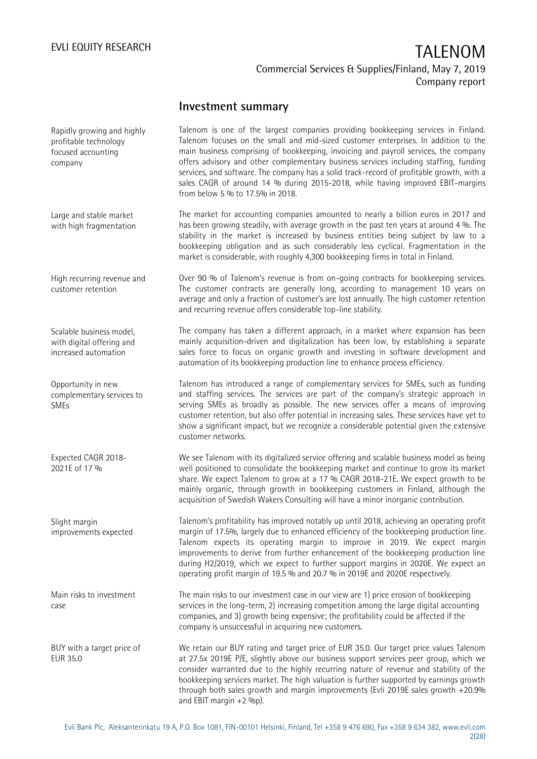## Investment summary

**Rapidly growing and highly profitable technology focused accounting company**

Talenom is one of the largest companies providing bookkeeping services in Finland. Talenom focuses on the small and mid-sized customer enterprises. In addition to the main business comprising of bookkeeping, invoicing and payroll services, the company offers advisory and other complementary business services including staffing, funding services, and software. The company has a solid track-record of profitable growth, with a sales CAGR of around 14 % during 2015-2018, while having improved EBIT-margins from below 5 % to 17.5% in 2018.

**Large and stable market with high fragmentation**

The market for accounting companies amounted to nearly a billion euros in 2017 and has been growing steadily, with average growth in the past ten years at around 4 %. The stability in the market is increased by business entities being subject by law to a bookkeeping obligation and as such considerably less cyclical. Fragmentation in the market is considerable, with roughly 4,300 bookkeeping firms in total in Finland.

**High recurring revenue and customer retention**

Over 90 % of Talenom's revenue is from on-going contracts for bookkeeping services. The customer contracts are generally long, according to management 10 years on average and only a fraction of customer's are lost annually. The high customer retention and recurring revenue offers considerable top-line stability.

**Scalable business model, with digital offering and increased automation**

The company has taken a different approach, in a market where expansion has been mainly acquisition-driven and digitalization has been low, by establishing a separate sales force to focus on organic growth and investing in software development and automation of its bookkeeping production line to enhance process efficiency.

**Opportunity in new complementary services to SMEs**

Talenom has introduced a range of complementary services for SMEs, such as funding and staffing services. The services are part of the company's strategic approach in serving SMEs as broadly as possible. The new services offer a means of improving customer retention, but also offer potential in increasing sales. These services have yet to show a significant impact, but we recognize a considerable potential given the extensive customer networks.

**Expected CAGR 2018-2021E of 17 %**

We see Talenom with its digitalized service offering and scalable business model as being well positioned to consolidate the bookkeeping market and continue to grow its market share. We expect Talenom to grow at a 17 % CAGR 2018-21E. We expect growth to be mainly organic, through growth in bookkeeping customers in Finland, although the acquisition of Swedish Wakers Consulting will have a minor inorganic contribution.

**Slight margin improvements expected**

Talenom's profitability has improved notably up until 2018, achieving an operating profit margin of 17.5%, largely due to enhanced efficiency of the bookkeeping production line. Talenom expects its operating margin to improve in 2019. We expect margin improvements to derive from further enhancement of the bookkeeping production line during H2/2019, which we expect to further support margins in 2020E. We expect an operating profit margin of 19.5 % and 20.7 % in 2019E and 2020E respectively.

**Main risks to investment case**

The main risks to our investment case in our view are 1) price erosion of bookkeeping services in the long-term, 2) increasing competition among the large digital accounting companies, and 3) growth being expensive; the profitability could be affected if the company is unsuccessful in acquiring new customers.

**BUY with a target price of EUR 35.0**

We retain our BUY rating and target price of EUR 35.0. Our target price values Talenom at 27.5x 2019E P/E, slightly above our business support services peer group, which we consider warranted due to the highly recurring nature of revenue and stability of the bookkeeping services market. The high valuation is further supported by earnings growth through both sales growth and margin improvements (Evli 2019E sales growth +20.9% and EBIT margin +2 %p).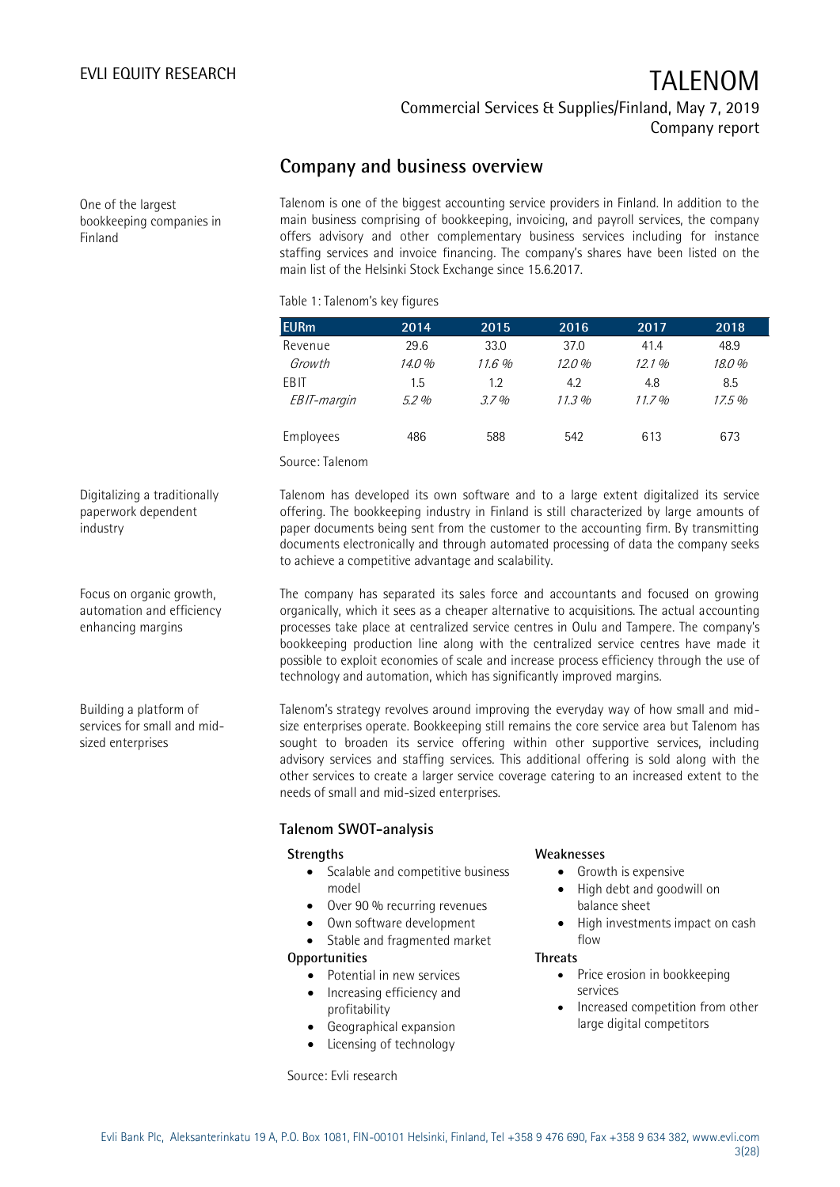## Company and business overview

One of the largest bookkeeping companies in Finland

Talenom is one of the biggest accounting service providers in Finland. In addition to the main business comprising of bookkeeping, invoicing, and payroll services, the company offers advisory and other complementary business services including for instance staffing services and invoice financing. The company's shares have been listed on the main list of the Helsinki Stock Exchange since 15.6.2017.

Table 1: Talenom's key figures

| EURm | 2014 | 2015 | 2016 | 2017 | 2018 |
|---|---|---|---|---|---|
| Revenue | 29.6 | 33.0 | 37.0 | 41.4 | 48.9 |
| *Growth* | *14.0 %* | *11.6 %* | *12.0 %* | *12.1 %* | *18.0 %* |
| EBIT | 1.5 | 1.2 | 4.2 | 4.8 | 8.5 |
| *EBIT-margin* | *5.2 %* | *3.7 %* | *11.3 %* | *11.7 %* | *17.5 %* |
| | | | | | |
| Employees | 486 | 588 | 542 | 613 | 673 |

Source: Talenom

Digitalizing a traditionally paperwork dependent industry

Talenom has developed its own software and to a large extent digitalized its service offering. The bookkeeping industry in Finland is still characterized by large amounts of paper documents being sent from the customer to the accounting firm. By transmitting documents electronically and through automated processing of data the company seeks to achieve a competitive advantage and scalability.

Focus on organic growth, automation and efficiency enhancing margins

The company has separated its sales force and accountants and focused on growing organically, which it sees as a cheaper alternative to acquisitions. The actual accounting processes take place at centralized service centres in Oulu and Tampere. The company's bookkeeping production line along with the centralized service centres have made it possible to exploit economies of scale and increase process efficiency through the use of technology and automation, which has significantly improved margins.

Building a platform of services for small and mid-sized enterprises

Talenom's strategy revolves around improving the everyday way of how small and mid-size enterprises operate. Bookkeeping still remains the core service area but Talenom has sought to broaden its service offering within other supportive services, including advisory services and staffing services. This additional offering is sold along with the other services to create a larger service coverage catering to an increased extent to the needs of small and mid-sized enterprises.

### Talenom SWOT-analysis

**Strengths**

- Scalable and competitive business model
- Over 90 % recurring revenues
- Own software development
- Stable and fragmented market

**Weaknesses**

- Growth is expensive
- High debt and goodwill on balance sheet
- High investments impact on cash flow

**Opportunities**

- Potential in new services
- Increasing efficiency and profitability
- Geographical expansion
- Licensing of technology

**Threats**

- Price erosion in bookkeeping services
- Increased competition from other large digital competitors

Source: Evli research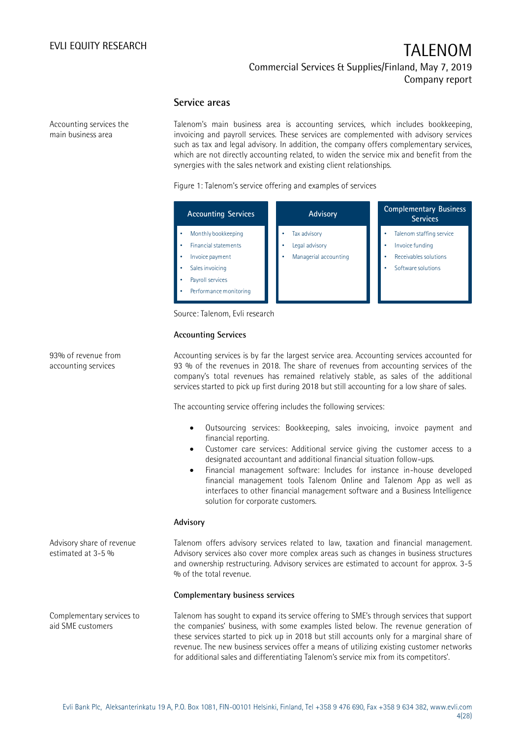## Service areas

Accounting services the main business area

Talenom's main business area is accounting services, which includes bookkeeping, invoicing and payroll services. These services are complemented with advisory services such as tax and legal advisory. In addition, the company offers complementary services, which are not directly accounting related, to widen the service mix and benefit from the synergies with the sales network and existing client relationships.

Figure 1: Talenom's service offering and examples of services

| Accounting Services | Advisory | Complementary Business Services |
|---|---|---|
| • Monthly bookkeeping<br>• Financial statements<br>• Invoice payment<br>• Sales invoicing<br>• Payroll services<br>• Performance monitoring | • Tax advisory<br>• Legal advisory<br>• Managerial accounting | • Talenom staffing service<br>• Invoice funding<br>• Receivables solutions<br>• Software solutions |

Source: Talenom, Evli research

### Accounting Services

93% of revenue from accounting services

Accounting services is by far the largest service area. Accounting services accounted for 93 % of the revenues in 2018. The share of revenues from accounting services of the company's total revenues has remained relatively stable, as sales of the additional services started to pick up first during 2018 but still accounting for a low share of sales.

The accounting service offering includes the following services:

- Outsourcing services: Bookkeeping, sales invoicing, invoice payment and financial reporting.
- Customer care services: Additional service giving the customer access to a designated accountant and additional financial situation follow-ups.
- Financial management software: Includes for instance in-house developed financial management tools Talenom Online and Talenom App as well as interfaces to other financial management software and a Business Intelligence solution for corporate customers.

### Advisory

Advisory share of revenue estimated at 3-5 %

Talenom offers advisory services related to law, taxation and financial management. Advisory services also cover more complex areas such as changes in business structures and ownership restructuring. Advisory services are estimated to account for approx. 3-5 % of the total revenue.

### Complementary business services

Complementary services to aid SME customers

Talenom has sought to expand its service offering to SME's through services that support the companies' business, with some examples listed below. The revenue generation of these services started to pick up in 2018 but still accounts only for a marginal share of revenue. The new business services offer a means of utilizing existing customer networks for additional sales and differentiating Talenom's service mix from its competitors'.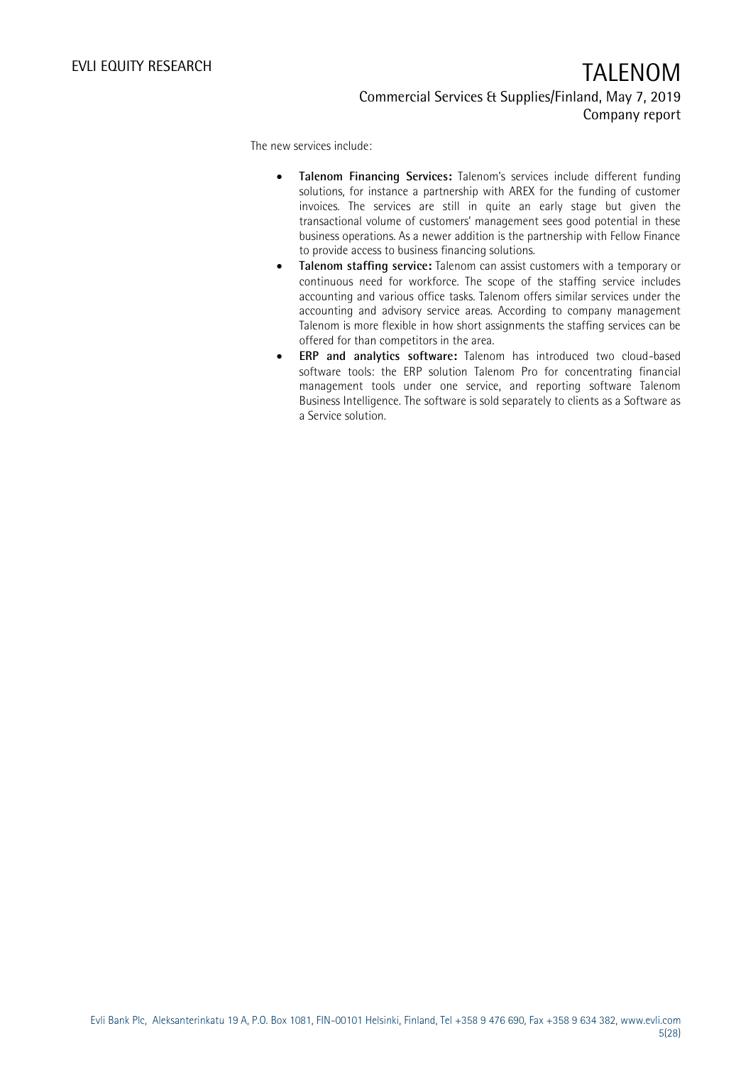The new services include:

- **Talenom Financing Services:** Talenom's services include different funding solutions, for instance a partnership with AREX for the funding of customer invoices. The services are still in quite an early stage but given the transactional volume of customers' management sees good potential in these business operations. As a newer addition is the partnership with Fellow Finance to provide access to business financing solutions.
- **Talenom staffing service:** Talenom can assist customers with a temporary or continuous need for workforce. The scope of the staffing service includes accounting and various office tasks. Talenom offers similar services under the accounting and advisory service areas. According to company management Talenom is more flexible in how short assignments the staffing services can be offered for than competitors in the area.
- **ERP and analytics software:** Talenom has introduced two cloud-based software tools: the ERP solution Talenom Pro for concentrating financial management tools under one service, and reporting software Talenom Business Intelligence. The software is sold separately to clients as a Software as a Service solution.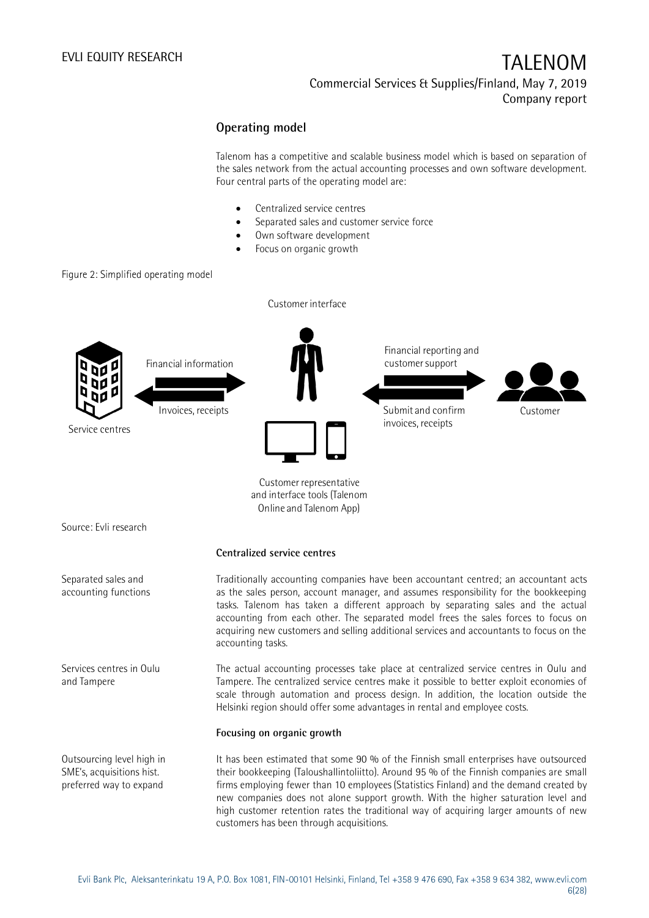## Operating model

Talenom has a competitive and scalable business model which is based on separation of the sales network from the actual accounting processes and own software development. Four central parts of the operating model are:

- Centralized service centres
- Separated sales and customer service force
- Own software development
- Focus on organic growth

Figure 2: Simplified operating model

Customer interface

Financial information

Invoices, receipts

Service centres

Financial reporting and customer support

Submit and confirm invoices, receipts

Customer

Customer representative and interface tools (Talenom Online and Talenom App)

Source: Evli research

### Centralized service centres

Separated sales and accounting functions

Traditionally accounting companies have been accountant centred; an accountant acts as the sales person, account manager, and assumes responsibility for the bookkeeping tasks. Talenom has taken a different approach by separating sales and the actual accounting from each other. The separated model frees the sales forces to focus on acquiring new customers and selling additional services and accountants to focus on the accounting tasks.

Services centres in Oulu and Tampere

The actual accounting processes take place at centralized service centres in Oulu and Tampere. The centralized service centres make it possible to better exploit economies of scale through automation and process design. In addition, the location outside the Helsinki region should offer some advantages in rental and employee costs.

### Focusing on organic growth

Outsourcing level high in SME's, acquisitions hist. preferred way to expand

It has been estimated that some 90 % of the Finnish small enterprises have outsourced their bookkeeping (Taloushallintoliitto). Around 95 % of the Finnish companies are small firms employing fewer than 10 employees (Statistics Finland) and the demand created by new companies does not alone support growth. With the higher saturation level and high customer retention rates the traditional way of acquiring larger amounts of new customers has been through acquisitions.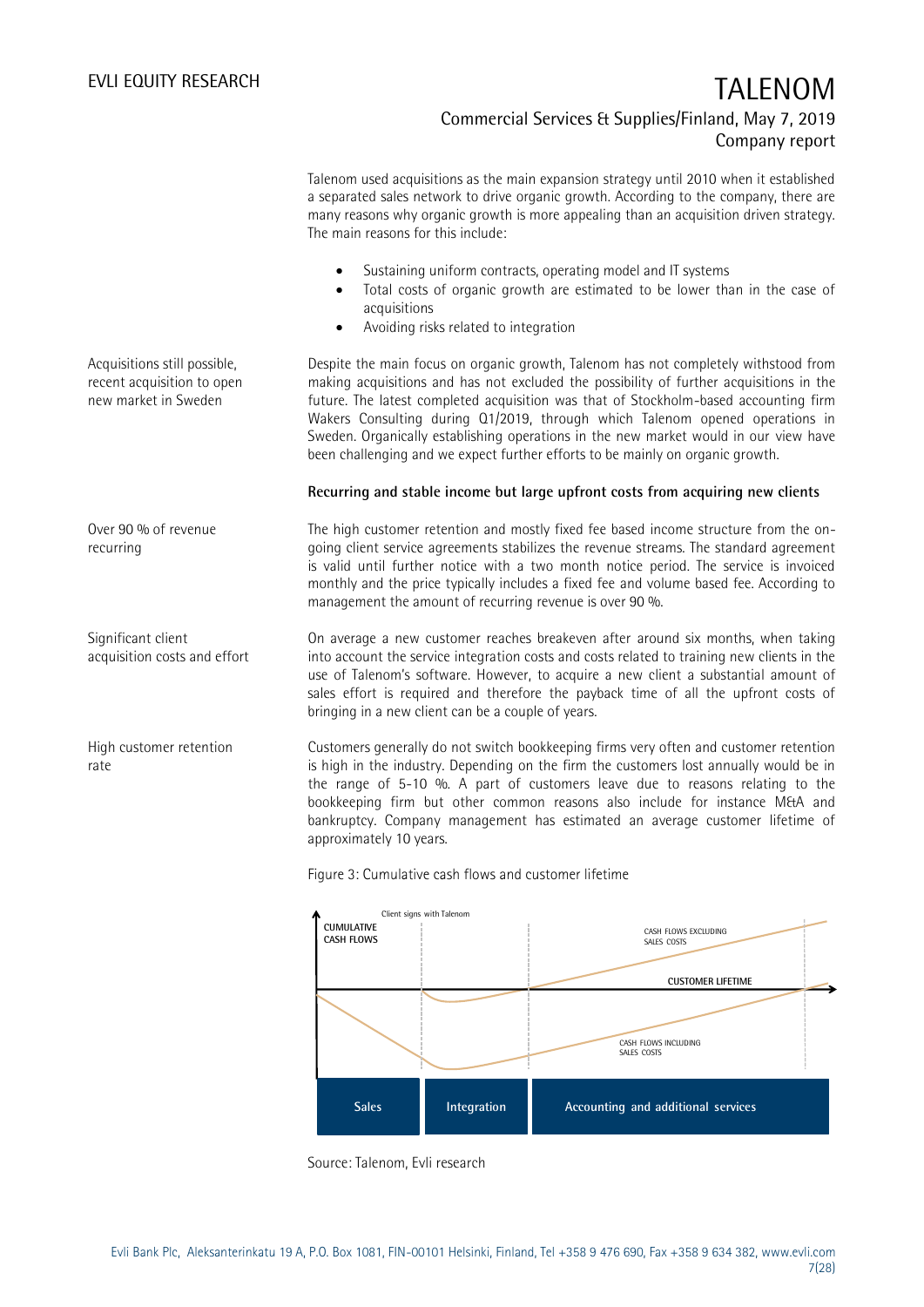Talenom used acquisitions as the main expansion strategy until 2010 when it established a separated sales network to drive organic growth. According to the company, there are many reasons why organic growth is more appealing than an acquisition driven strategy. The main reasons for this include:

- Sustaining uniform contracts, operating model and IT systems
- Total costs of organic growth are estimated to be lower than in the case of acquisitions
- Avoiding risks related to integration

Acquisitions still possible, recent acquisition to open new market in Sweden

Despite the main focus on organic growth, Talenom has not completely withstood from making acquisitions and has not excluded the possibility of further acquisitions in the future. The latest completed acquisition was that of Stockholm-based accounting firm Wakers Consulting during Q1/2019, through which Talenom opened operations in Sweden. Organically establishing operations in the new market would in our view have been challenging and we expect further efforts to be mainly on organic growth.

**Recurring and stable income but large upfront costs from acquiring new clients**

Over 90 % of revenue recurring

The high customer retention and mostly fixed fee based income structure from the on-going client service agreements stabilizes the revenue streams. The standard agreement is valid until further notice with a two month notice period. The service is invoiced monthly and the price typically includes a fixed fee and volume based fee. According to management the amount of recurring revenue is over 90 %.

Significant client acquisition costs and effort

On average a new customer reaches breakeven after around six months, when taking into account the service integration costs and costs related to training new clients in the use of Talenom's software. However, to acquire a new client a substantial amount of sales effort is required and therefore the payback time of all the upfront costs of bringing in a new client can be a couple of years.

High customer retention rate

Customers generally do not switch bookkeeping firms very often and customer retention is high in the industry. Depending on the firm the customers lost annually would be in the range of 5-10 %. A part of customers leave due to reasons relating to the bookkeeping firm but other common reasons also include for instance M&A and bankruptcy. Company management has estimated an average customer lifetime of approximately 10 years.

Figure 3: Cumulative cash flows and customer lifetime

Source: Talenom, Evli research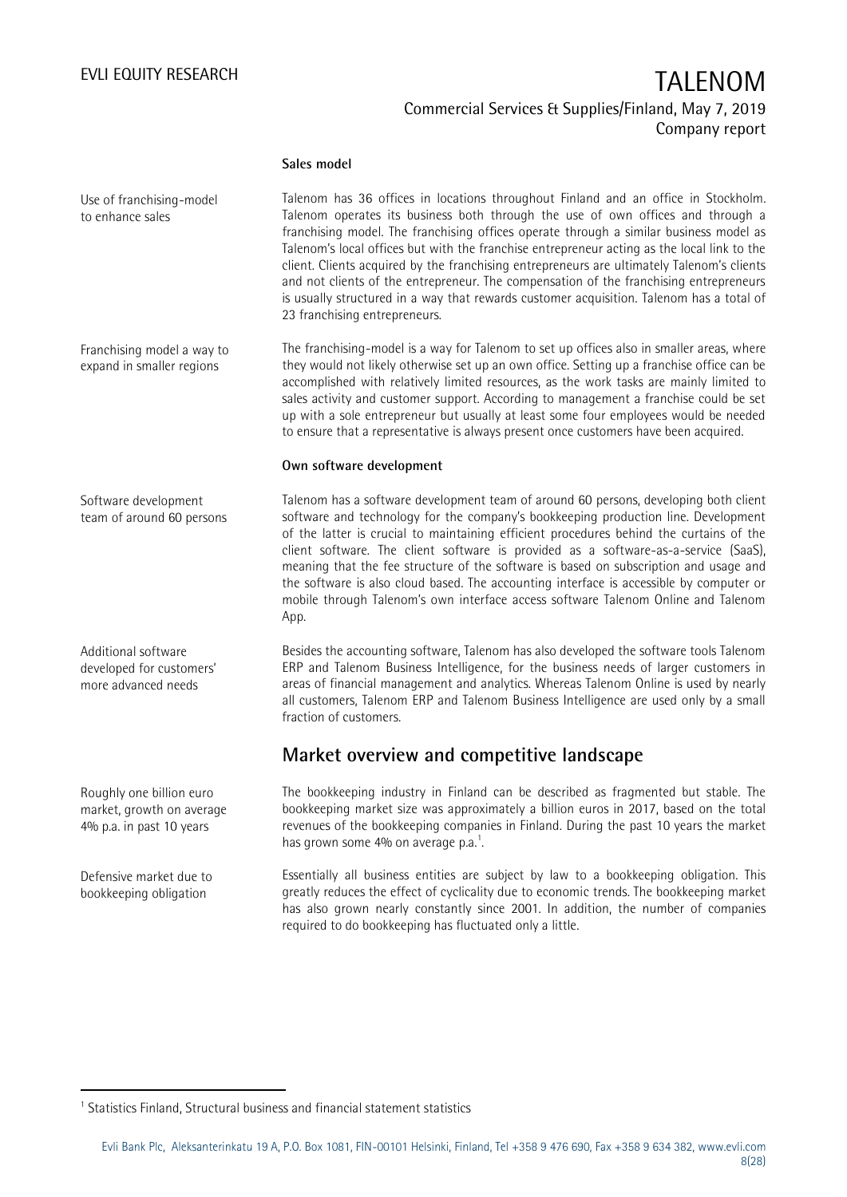### Sales model

Use of franchising-model to enhance sales

Talenom has 36 offices in locations throughout Finland and an office in Stockholm. Talenom operates its business both through the use of own offices and through a franchising model. The franchising offices operate through a similar business model as Talenom's local offices but with the franchise entrepreneur acting as the local link to the client. Clients acquired by the franchising entrepreneurs are ultimately Talenom's clients and not clients of the entrepreneur. The compensation of the franchising entrepreneurs is usually structured in a way that rewards customer acquisition. Talenom has a total of 23 franchising entrepreneurs.

Franchising model a way to expand in smaller regions

The franchising-model is a way for Talenom to set up offices also in smaller areas, where they would not likely otherwise set up an own office. Setting up a franchise office can be accomplished with relatively limited resources, as the work tasks are mainly limited to sales activity and customer support. According to management a franchise could be set up with a sole entrepreneur but usually at least some four employees would be needed to ensure that a representative is always present once customers have been acquired.

### Own software development

Software development team of around 60 persons

Talenom has a software development team of around 60 persons, developing both client software and technology for the company's bookkeeping production line. Development of the latter is crucial to maintaining efficient procedures behind the curtains of the client software. The client software is provided as a software-as-a-service (SaaS), meaning that the fee structure of the software is based on subscription and usage and the software is also cloud based. The accounting interface is accessible by computer or mobile through Talenom's own interface access software Talenom Online and Talenom App.

Additional software developed for customers' more advanced needs

Besides the accounting software, Talenom has also developed the software tools Talenom ERP and Talenom Business Intelligence, for the business needs of larger customers in areas of financial management and analytics. Whereas Talenom Online is used by nearly all customers, Talenom ERP and Talenom Business Intelligence are used only by a small fraction of customers.

## Market overview and competitive landscape

Roughly one billion euro market, growth on average 4% p.a. in past 10 years

The bookkeeping industry in Finland can be described as fragmented but stable. The bookkeeping market size was approximately a billion euros in 2017, based on the total revenues of the bookkeeping companies in Finland. During the past 10 years the market has grown some 4% on average p.a.[1].

Defensive market due to bookkeeping obligation

Essentially all business entities are subject by law to a bookkeeping obligation. This greatly reduces the effect of cyclicality due to economic trends. The bookkeeping market has also grown nearly constantly since 2001. In addition, the number of companies required to do bookkeeping has fluctuated only a little.

[1] Statistics Finland, Structural business and financial statement statistics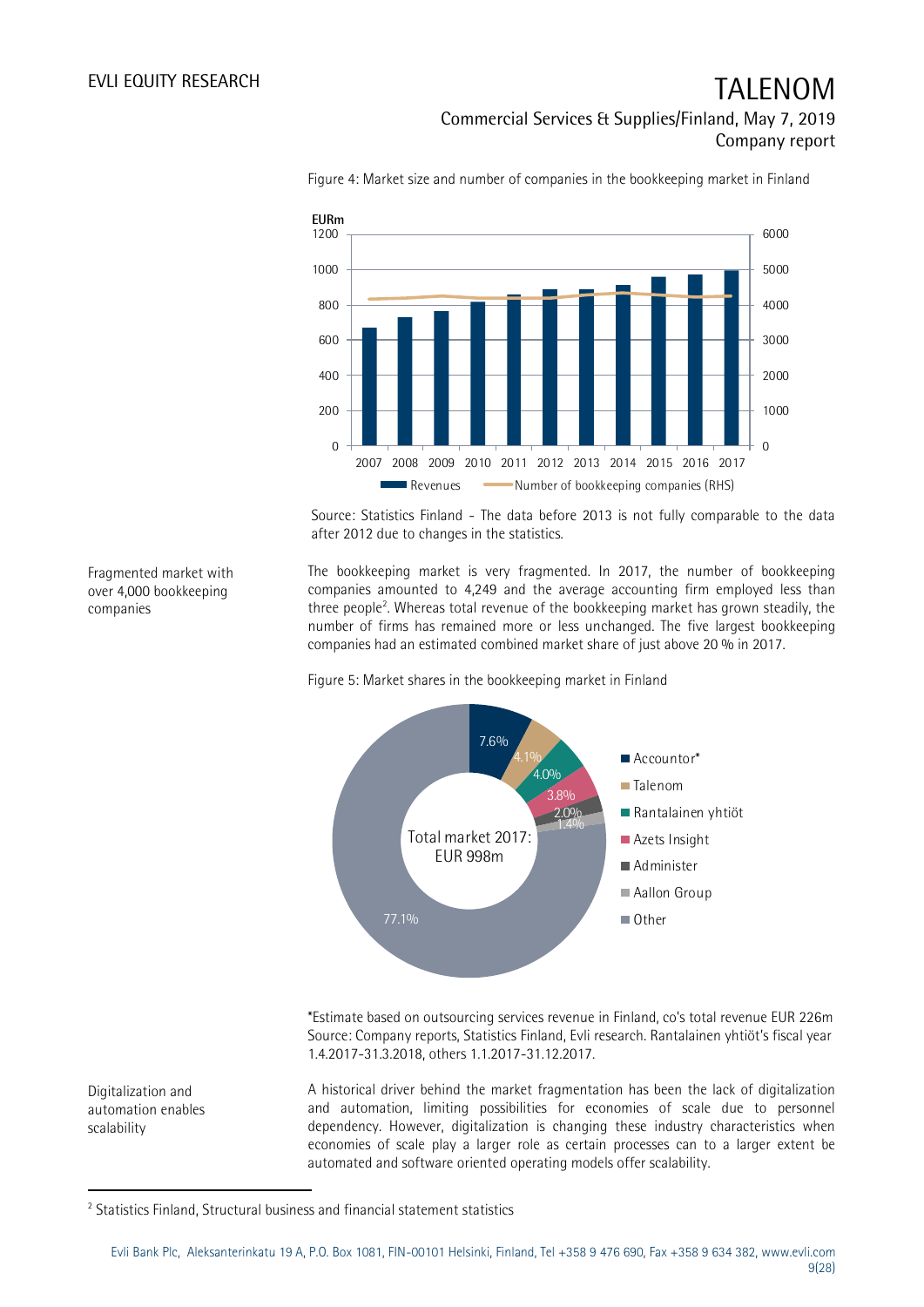Figure 4: Market size and number of companies in the bookkeeping market in Finland

Source: Statistics Finland - The data before 2013 is not fully comparable to the data after 2012 due to changes in the statistics.

Fragmented market with over 4,000 bookkeeping companies

The bookkeeping market is very fragmented. In 2017, the number of bookkeeping companies amounted to 4,249 and the average accounting firm employed less than three people[2]. Whereas total revenue of the bookkeeping market has grown steadily, the number of firms has remained more or less unchanged. The five largest bookkeeping companies had an estimated combined market share of just above 20 % in 2017.

Figure 5: Market shares in the bookkeeping market in Finland

*Estimate based on outsourcing services revenue in Finland, co's total revenue EUR 226m
Source: Company reports, Statistics Finland, Evli research. Rantalainen yhtiöt's fiscal year 1.4.2017-31.3.2018, others 1.1.2017-31.12.2017.

Digitalization and automation enables scalability

A historical driver behind the market fragmentation has been the lack of digitalization and automation, limiting possibilities for economies of scale due to personnel dependency. However, digitalization is changing these industry characteristics when economies of scale play a larger role as certain processes can to a larger extent be automated and software oriented operating models offer scalability.

[2] Statistics Finland, Structural business and financial statement statistics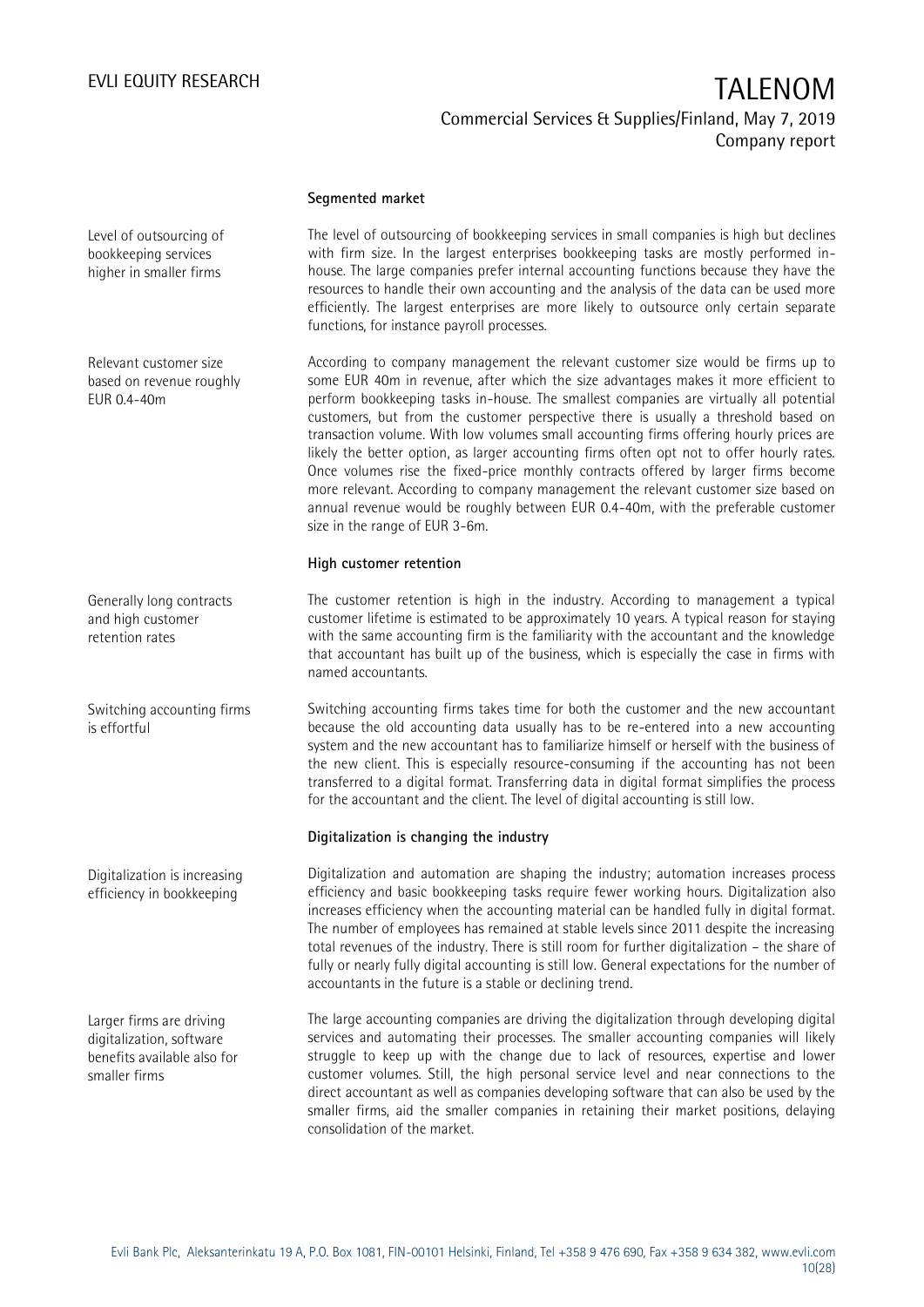### Segmented market

Level of outsourcing of bookkeeping services higher in smaller firms

The level of outsourcing of bookkeeping services in small companies is high but declines with firm size. In the largest enterprises bookkeeping tasks are mostly performed in-house. The large companies prefer internal accounting functions because they have the resources to handle their own accounting and the analysis of the data can be used more efficiently. The largest enterprises are more likely to outsource only certain separate functions, for instance payroll processes.

Relevant customer size based on revenue roughly EUR 0.4-40m

According to company management the relevant customer size would be firms up to some EUR 40m in revenue, after which the size advantages makes it more efficient to perform bookkeeping tasks in-house. The smallest companies are virtually all potential customers, but from the customer perspective there is usually a threshold based on transaction volume. With low volumes small accounting firms offering hourly prices are likely the better option, as larger accounting firms often opt not to offer hourly rates. Once volumes rise the fixed-price monthly contracts offered by larger firms become more relevant. According to company management the relevant customer size based on annual revenue would be roughly between EUR 0.4-40m, with the preferable customer size in the range of EUR 3-6m.

### High customer retention

Generally long contracts and high customer retention rates

The customer retention is high in the industry. According to management a typical customer lifetime is estimated to be approximately 10 years. A typical reason for staying with the same accounting firm is the familiarity with the accountant and the knowledge that accountant has built up of the business, which is especially the case in firms with named accountants.

Switching accounting firms is effortful

Switching accounting firms takes time for both the customer and the new accountant because the old accounting data usually has to be re-entered into a new accounting system and the new accountant has to familiarize himself or herself with the business of the new client. This is especially resource-consuming if the accounting has not been transferred to a digital format. Transferring data in digital format simplifies the process for the accountant and the client. The level of digital accounting is still low.

### Digitalization is changing the industry

Digitalization is increasing efficiency in bookkeeping

Digitalization and automation are shaping the industry; automation increases process efficiency and basic bookkeeping tasks require fewer working hours. Digitalization also increases efficiency when the accounting material can be handled fully in digital format. The number of employees has remained at stable levels since 2011 despite the increasing total revenues of the industry. There is still room for further digitalization – the share of fully or nearly fully digital accounting is still low. General expectations for the number of accountants in the future is a stable or declining trend.

Larger firms are driving digitalization, software benefits available also for smaller firms

The large accounting companies are driving the digitalization through developing digital services and automating their processes. The smaller accounting companies will likely struggle to keep up with the change due to lack of resources, expertise and lower customer volumes. Still, the high personal service level and near connections to the direct accountant as well as companies developing software that can also be used by the smaller firms, aid the smaller companies in retaining their market positions, delaying consolidation of the market.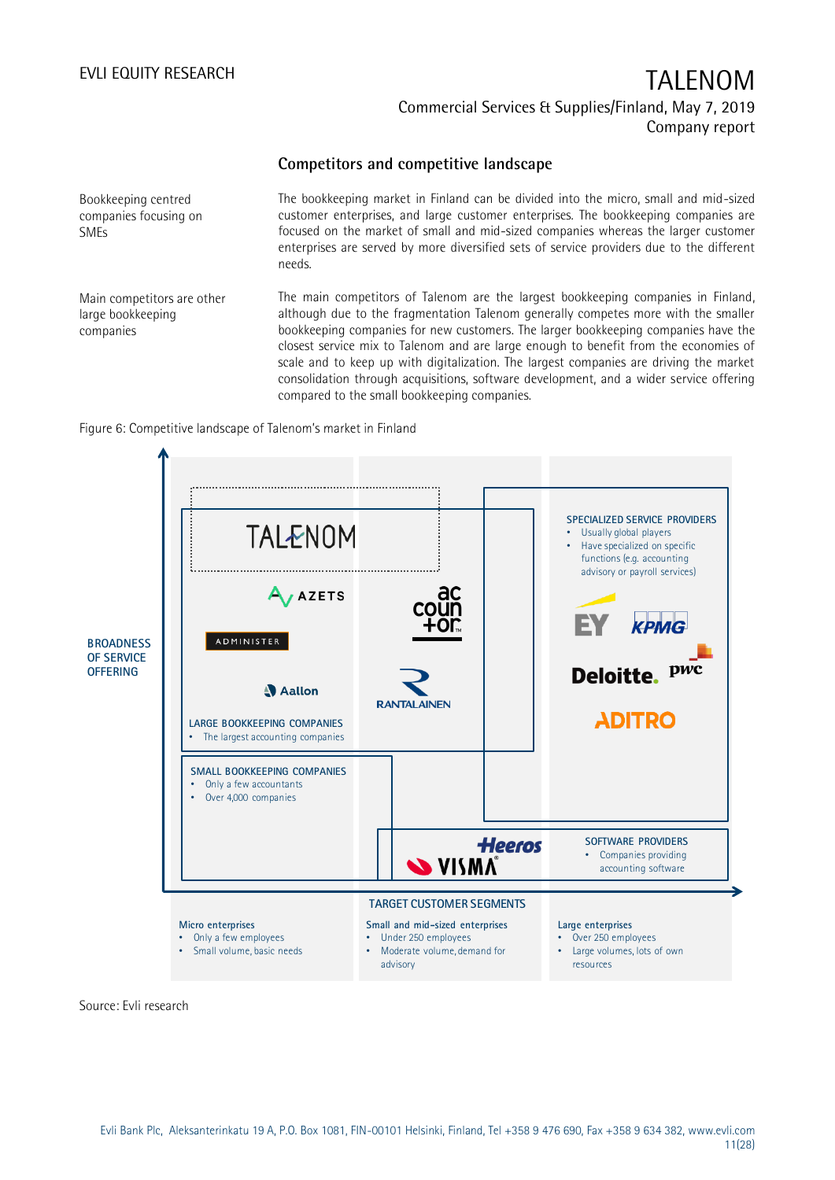## Competitors and competitive landscape

**Bookkeeping centred companies focusing on SMEs**

The bookkeeping market in Finland can be divided into the micro, small and mid-sized customer enterprises, and large customer enterprises. The bookkeeping companies are focused on the market of small and mid-sized companies whereas the larger customer enterprises are served by more diversified sets of service providers due to the different needs.

**Main competitors are other large bookkeeping companies**

The main competitors of Talenom are the largest bookkeeping companies in Finland, although due to the fragmentation Talenom generally competes more with the smaller bookkeeping companies for new customers. The larger bookkeeping companies have the closest service mix to Talenom and are large enough to benefit from the economies of scale and to keep up with digitalization. The largest companies are driving the market consolidation through acquisitions, software development, and a wider service offering compared to the small bookkeeping companies.

Figure 6: Competitive landscape of Talenom's market in Finland

BROADNESS OF SERVICE OFFERING

TALENOM

AZETS

ADMINISTER

Aallon

accountor

RANTALAINEN

LARGE BOOKKEEPING COMPANIES
- The largest accounting companies

SMALL BOOKKEEPING COMPANIES
- Only a few accountants
- Over 4,000 companies

SPECIALIZED SERVICE PROVIDERS
- Usually global players
- Have specialized on specific functions (e.g. accounting advisory or payroll services)

EY, KPMG, Deloitte., pwc, ADITRO

Heeros, VISMA

SOFTWARE PROVIDERS
- Companies providing accounting software

TARGET CUSTOMER SEGMENTS

Micro enterprises
- Only a few employees
- Small volume, basic needs

Small and mid-sized enterprises
- Under 250 employees
- Moderate volume, demand for advisory

Large enterprises
- Over 250 employees
- Large volumes, lots of own resources

Source: Evli research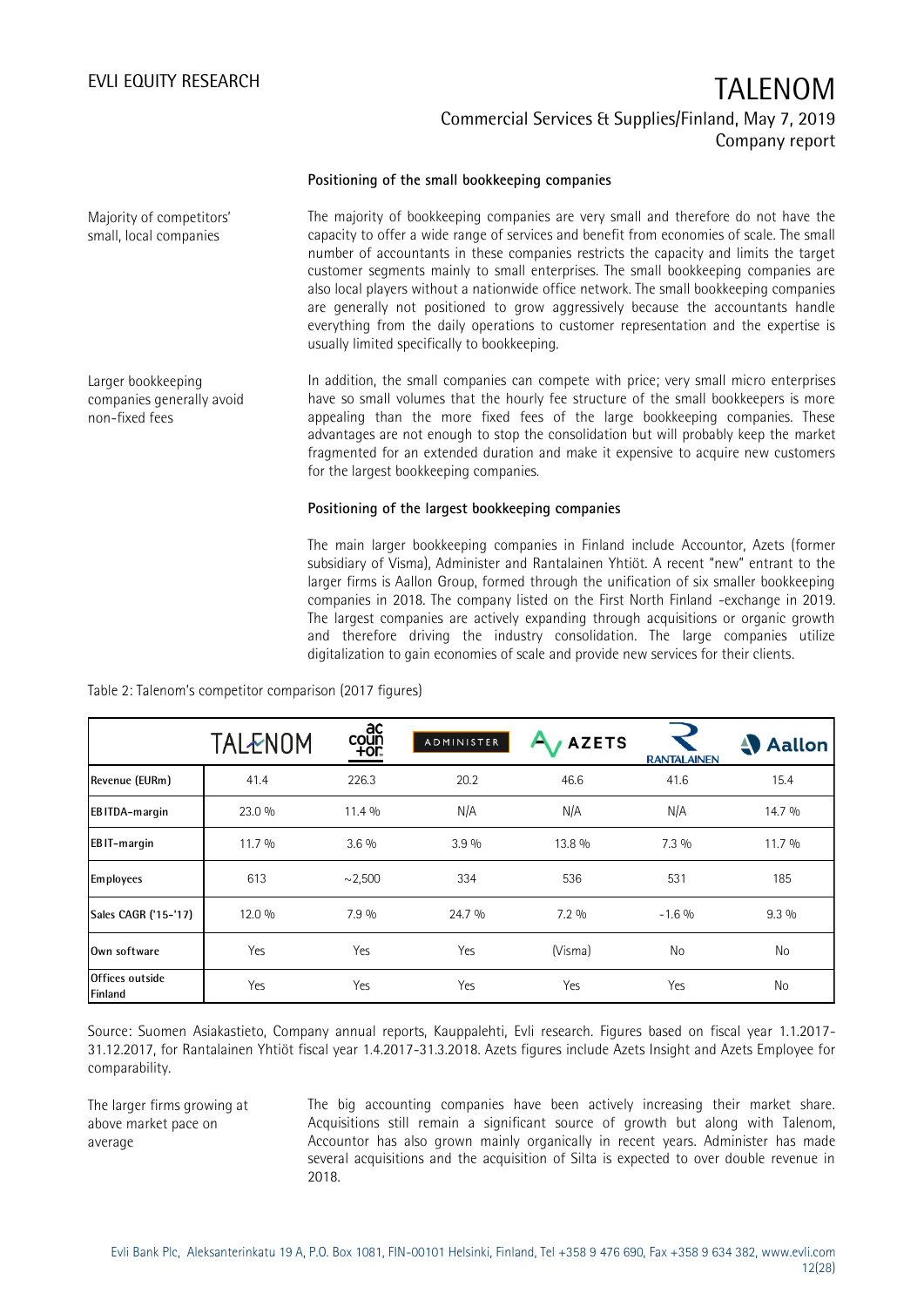### Positioning of the small bookkeeping companies

Majority of competitors' small, local companies

The majority of bookkeeping companies are very small and therefore do not have the capacity to offer a wide range of services and benefit from economies of scale. The small number of accountants in these companies restricts the capacity and limits the target customer segments mainly to small enterprises. The small bookkeeping companies are also local players without a nationwide office network. The small bookkeeping companies are generally not positioned to grow aggressively because the accountants handle everything from the daily operations to customer representation and the expertise is usually limited specifically to bookkeeping.

Larger bookkeeping companies generally avoid non-fixed fees

In addition, the small companies can compete with price; very small micro enterprises have so small volumes that the hourly fee structure of the small bookkeepers is more appealing than the more fixed fees of the large bookkeeping companies. These advantages are not enough to stop the consolidation but will probably keep the market fragmented for an extended duration and make it expensive to acquire new customers for the largest bookkeeping companies.

### Positioning of the largest bookkeeping companies

The main larger bookkeeping companies in Finland include Accountor, Azets (former subsidiary of Visma), Administer and Rantalainen Yhtiöt. A recent "new" entrant to the larger firms is Aallon Group, formed through the unification of six smaller bookkeeping companies in 2018. The company listed on the First North Finland -exchange in 2019. The largest companies are actively expanding through acquisitions or organic growth and therefore driving the industry consolidation. The large companies utilize digitalization to gain economies of scale and provide new services for their clients.

Table 2: Talenom's competitor comparison (2017 figures)

| | TALENOM | Accountor | ADMINISTER | AZETS | RANTALAINEN | Aallon |
|---|---|---|---|---|---|---|
| Revenue (EURm) | 41.4 | 226.3 | 20.2 | 46.6 | 41.6 | 15.4 |
| EBITDA-margin | 23.0 % | 11.4 % | N/A | N/A | N/A | 14.7 % |
| EBIT-margin | 11.7 % | 3.6 % | 3.9 % | 13.8 % | 7.3 % | 11.7 % |
| Employees | 613 | ~2,500 | 334 | 536 | 531 | 185 |
| Sales CAGR ('15-'17) | 12.0 % | 7.9 % | 24.7 % | 7.2 % | -1.6 % | 9.3 % |
| Own software | Yes | Yes | Yes | (Visma) | No | No |
| Offices outside Finland | Yes | Yes | Yes | Yes | Yes | No |

Source: Suomen Asiakastieto, Company annual reports, Kauppalehti, Evli research. Figures based on fiscal year 1.1.2017-31.12.2017, for Rantalainen Yhtiöt fiscal year 1.4.2017-31.3.2018. Azets figures include Azets Insight and Azets Employee for comparability.

The larger firms growing at above market pace on average

The big accounting companies have been actively increasing their market share. Acquisitions still remain a significant source of growth but along with Talenom, Accountor has also grown mainly organically in recent years. Administer has made several acquisitions and the acquisition of Silta is expected to over double revenue in 2018.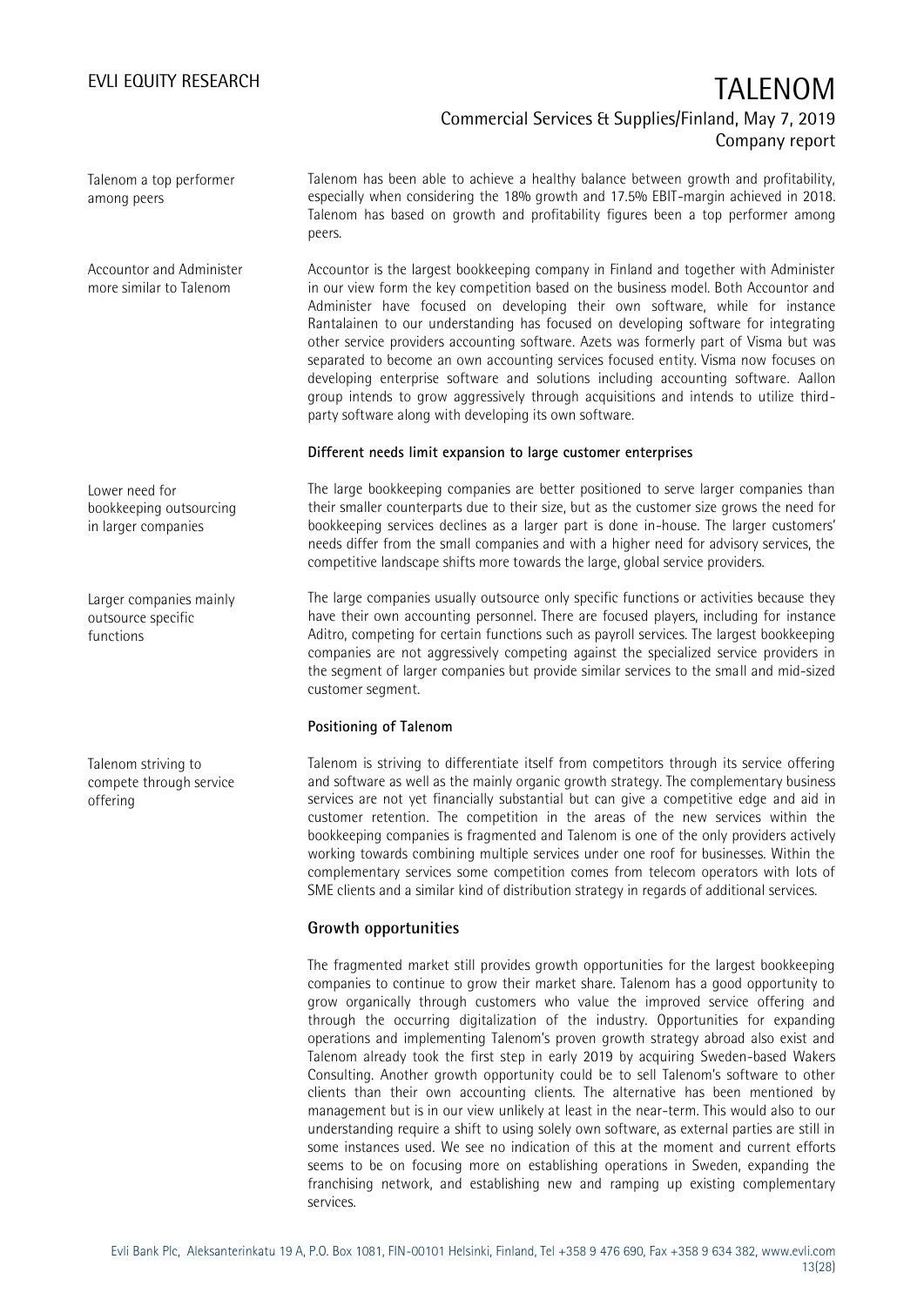Talenom a top performer among peers

Talenom has been able to achieve a healthy balance between growth and profitability, especially when considering the 18% growth and 17.5% EBIT-margin achieved in 2018. Talenom has based on growth and profitability figures been a top performer among peers.

Accountor and Administer more similar to Talenom

Accountor is the largest bookkeeping company in Finland and together with Administer in our view form the key competition based on the business model. Both Accountor and Administer have focused on developing their own software, while for instance Rantalainen to our understanding has focused on developing software for integrating other service providers accounting software. Azets was formerly part of Visma but was separated to become an own accounting services focused entity. Visma now focuses on developing enterprise software and solutions including accounting software. Aallon group intends to grow aggressively through acquisitions and intends to utilize third-party software along with developing its own software.

**Different needs limit expansion to large customer enterprises**

Lower need for bookkeeping outsourcing in larger companies

The large bookkeeping companies are better positioned to serve larger companies than their smaller counterparts due to their size, but as the customer size grows the need for bookkeeping services declines as a larger part is done in-house. The larger customers' needs differ from the small companies and with a higher need for advisory services, the competitive landscape shifts more towards the large, global service providers.

Larger companies mainly outsource specific functions

The large companies usually outsource only specific functions or activities because they have their own accounting personnel. There are focused players, including for instance Aditro, competing for certain functions such as payroll services. The largest bookkeeping companies are not aggressively competing against the specialized service providers in the segment of larger companies but provide similar services to the small and mid-sized customer segment.

**Positioning of Talenom**

Talenom striving to compete through service offering

Talenom is striving to differentiate itself from competitors through its service offering and software as well as the mainly organic growth strategy. The complementary business services are not yet financially substantial but can give a competitive edge and aid in customer retention. The competition in the areas of the new services within the bookkeeping companies is fragmented and Talenom is one of the only providers actively working towards combining multiple services under one roof for businesses. Within the complementary services some competition comes from telecom operators with lots of SME clients and a similar kind of distribution strategy in regards of additional services.

## Growth opportunities

The fragmented market still provides growth opportunities for the largest bookkeeping companies to continue to grow their market share. Talenom has a good opportunity to grow organically through customers who value the improved service offering and through the occurring digitalization of the industry. Opportunities for expanding operations and implementing Talenom's proven growth strategy abroad also exist and Talenom already took the first step in early 2019 by acquiring Sweden-based Wakers Consulting. Another growth opportunity could be to sell Talenom's software to other clients than their own accounting clients. The alternative has been mentioned by management but is in our view unlikely at least in the near-term. This would also to our understanding require a shift to using solely own software, as external parties are still in some instances used. We see no indication of this at the moment and current efforts seems to be on focusing more on establishing operations in Sweden, expanding the franchising network, and establishing new and ramping up existing complementary services.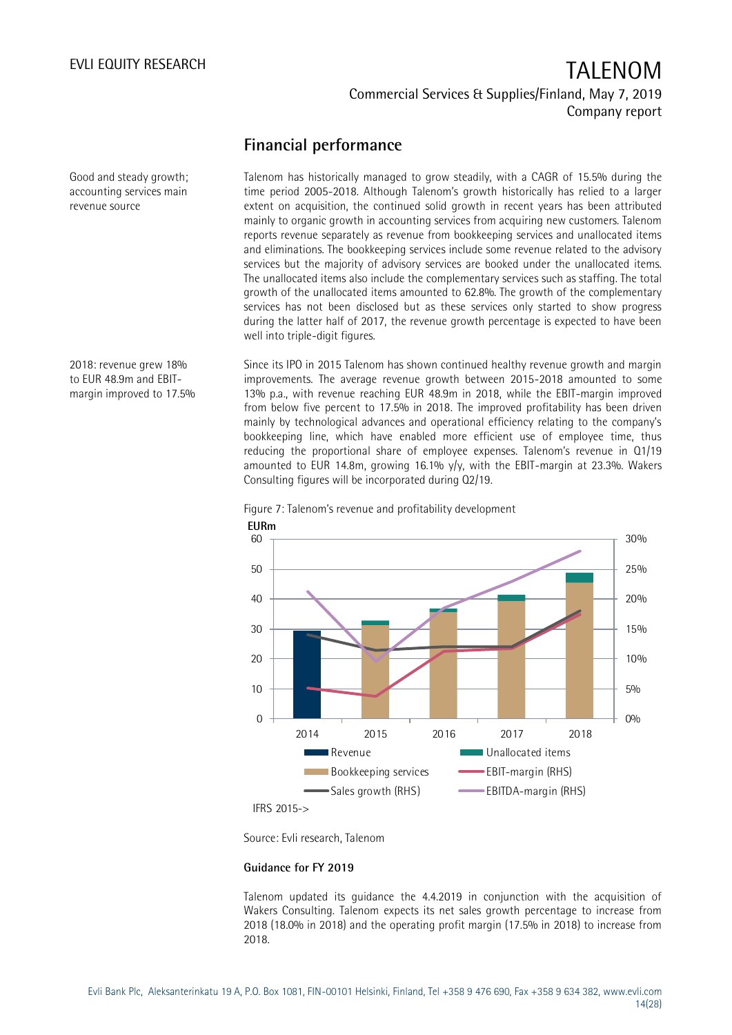## Financial performance

Good and steady growth; accounting services main revenue source

Talenom has historically managed to grow steadily, with a CAGR of 15.5% during the time period 2005-2018. Although Talenom's growth historically has relied to a larger extent on acquisition, the continued solid growth in recent years has been attributed mainly to organic growth in accounting services from acquiring new customers. Talenom reports revenue separately as revenue from bookkeeping services and unallocated items and eliminations. The bookkeeping services include some revenue related to the advisory services but the majority of advisory services are booked under the unallocated items. The unallocated items also include the complementary services such as staffing. The total growth of the unallocated items amounted to 62.8%. The growth of the complementary services has not been disclosed but as these services only started to show progress during the latter half of 2017, the revenue growth percentage is expected to have been well into triple-digit figures.

2018: revenue grew 18% to EUR 48.9m and EBIT-margin improved to 17.5%

Since its IPO in 2015 Talenom has shown continued healthy revenue growth and margin improvements. The average revenue growth between 2015-2018 amounted to some 13% p.a., with revenue reaching EUR 48.9m in 2018, while the EBIT-margin improved from below five percent to 17.5% in 2018. The improved profitability has been driven mainly by technological advances and operational efficiency relating to the company's bookkeeping line, which have enabled more efficient use of employee time, thus reducing the proportional share of employee expenses. Talenom's revenue in Q1/19 amounted to EUR 14.8m, growing 16.1% y/y, with the EBIT-margin at 23.3%. Wakers Consulting figures will be incorporated during Q2/19.

Figure 7: Talenom's revenue and profitability development

EURm

Legend: Revenue, Unallocated items, Bookkeeping services, EBIT-margin (RHS), Sales growth (RHS), EBITDA-margin (RHS)

IFRS 2015->

Source: Evli research, Talenom

**Guidance for FY 2019**

Talenom updated its guidance the 4.4.2019 in conjunction with the acquisition of Wakers Consulting. Talenom expects its net sales growth percentage to increase from 2018 (18.0% in 2018) and the operating profit margin (17.5% in 2018) to increase from 2018.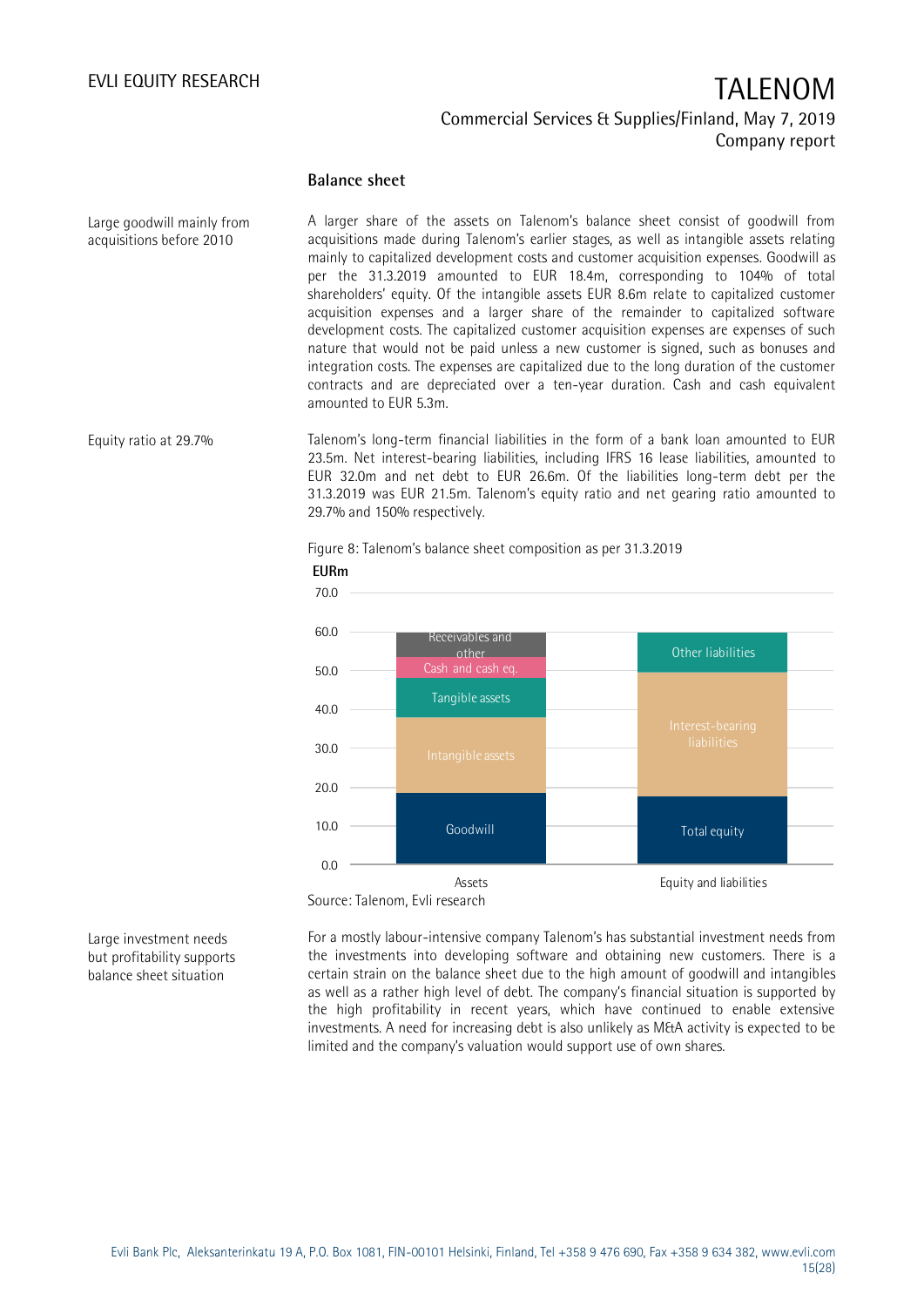## Balance sheet

Large goodwill mainly from acquisitions before 2010

A larger share of the assets on Talenom's balance sheet consist of goodwill from acquisitions made during Talenom's earlier stages, as well as intangible assets relating mainly to capitalized development costs and customer acquisition expenses. Goodwill as per the 31.3.2019 amounted to EUR 18.4m, corresponding to 104% of total shareholders' equity. Of the intangible assets EUR 8.6m relate to capitalized customer acquisition expenses and a larger share of the remainder to capitalized software development costs. The capitalized customer acquisition expenses are expenses of such nature that would not be paid unless a new customer is signed, such as bonuses and integration costs. The expenses are capitalized due to the long duration of the customer contracts and are depreciated over a ten-year duration. Cash and cash equivalent amounted to EUR 5.3m.

Equity ratio at 29.7%

Talenom's long-term financial liabilities in the form of a bank loan amounted to EUR 23.5m. Net interest-bearing liabilities, including IFRS 16 lease liabilities, amounted to EUR 32.0m and net debt to EUR 26.6m. Of the liabilities long-term debt per the 31.3.2019 was EUR 21.5m. Talenom's equity ratio and net gearing ratio amounted to 29.7% and 150% respectively.

Figure 8: Talenom's balance sheet composition as per 31.3.2019

Source: Talenom, Evli research

Large investment needs but profitability supports balance sheet situation

For a mostly labour-intensive company Talenom's has substantial investment needs from the investments into developing software and obtaining new customers. There is a certain strain on the balance sheet due to the high amount of goodwill and intangibles as well as a rather high level of debt. The company's financial situation is supported by the high profitability in recent years, which have continued to enable extensive investments. A need for increasing debt is also unlikely as M&A activity is expected to be limited and the company's valuation would support use of own shares.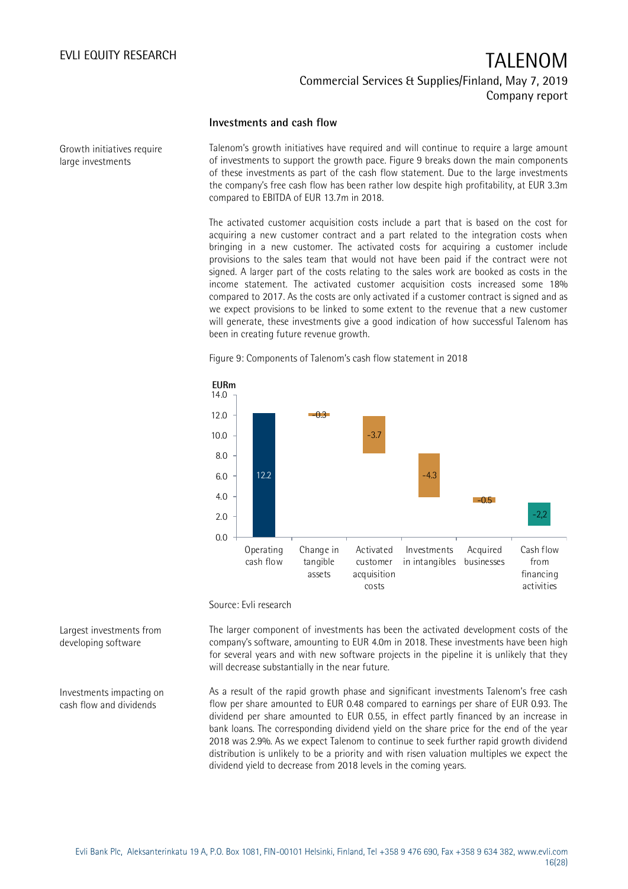## Investments and cash flow

**Growth initiatives require large investments**

Talenom's growth initiatives have required and will continue to require a large amount of investments to support the growth pace. Figure 9 breaks down the main components of these investments as part of the cash flow statement. Due to the large investments the company's free cash flow has been rather low despite high profitability, at EUR 3.3m compared to EBITDA of EUR 13.7m in 2018.

The activated customer acquisition costs include a part that is based on the cost for acquiring a new customer contract and a part related to the integration costs when bringing in a new customer. The activated costs for acquiring a customer include provisions to the sales team that would not have been paid if the contract were not signed. A larger part of the costs relating to the sales work are booked as costs in the income statement. The activated customer acquisition costs increased some 18% compared to 2017. As the costs are only activated if a customer contract is signed and as we expect provisions to be linked to some extent to the revenue that a new customer will generate, these investments give a good indication of how successful Talenom has been in creating future revenue growth.

Figure 9: Components of Talenom's cash flow statement in 2018

| EURm | Operating cash flow | Change in tangible assets | Activated customer acquisition costs | Investments in intangibles | Acquired businesses | Cash flow from financing activities |
|---|---|---|---|---|---|---|
| Value | 12.2 | -0.3 | -3.7 | -4.3 | -0.5 | -2,2 |

Source: Evli research

**Largest investments from developing software**

The larger component of investments has been the activated development costs of the company's software, amounting to EUR 4.0m in 2018. These investments have been high for several years and with new software projects in the pipeline it is unlikely that they will decrease substantially in the near future.

**Investments impacting on cash flow and dividends**

As a result of the rapid growth phase and significant investments Talenom's free cash flow per share amounted to EUR 0.48 compared to earnings per share of EUR 0.93. The dividend per share amounted to EUR 0.55, in effect partly financed by an increase in bank loans. The corresponding dividend yield on the share price for the end of the year 2018 was 2.9%. As we expect Talenom to continue to seek further rapid growth dividend distribution is unlikely to be a priority and with risen valuation multiples we expect the dividend yield to decrease from 2018 levels in the coming years.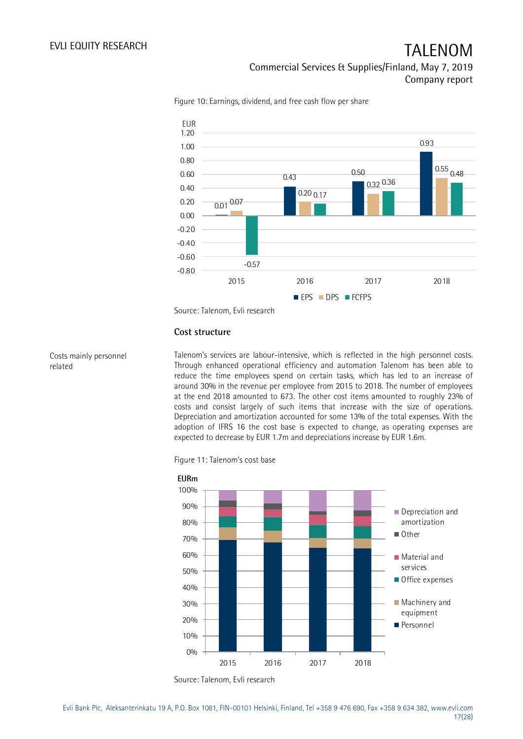Figure 10: Earnings, dividend, and free cash flow per share

| EUR | 2015 | 2016 | 2017 | 2018 |
|---|---|---|---|---|
| EPS | 0.01 | 0.43 | 0.50 | 0.93 |
| DPS | 0.07 | 0.20 | 0.32 | 0.55 |
| FCFPS | -0.57 | 0.17 | 0.36 | 0.48 |

Source: Talenom, Evli research

### Cost structure

Costs mainly personnel related

Talenom's services are labour-intensive, which is reflected in the high personnel costs. Through enhanced operational efficiency and automation Talenom has been able to reduce the time employees spend on certain tasks, which has led to an increase of around 30% in the revenue per employee from 2015 to 2018. The number of employees at the end 2018 amounted to 673. The other cost items amounted to roughly 23% of costs and consist largely of such items that increase with the size of operations. Depreciation and amortization accounted for some 13% of the total expenses. With the adoption of IFRS 16 the cost base is expected to change, as operating expenses are expected to decrease by EUR 1.7m and depreciations increase by EUR 1.6m.

Figure 11: Talenom's cost base

Source: Talenom, Evli research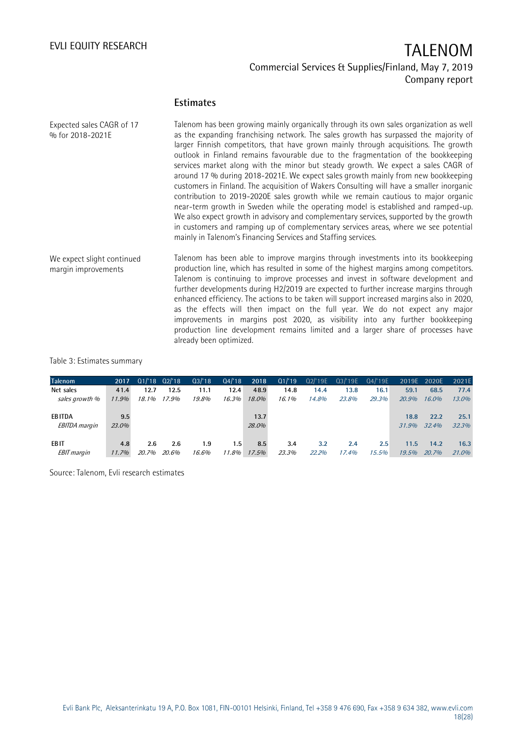## Estimates

**Expected sales CAGR of 17 % for 2018-2021E**

Talenom has been growing mainly organically through its own sales organization as well as the expanding franchising network. The sales growth has surpassed the majority of larger Finnish competitors, that have grown mainly through acquisitions. The growth outlook in Finland remains favourable due to the fragmentation of the bookkeeping services market along with the minor but steady growth. We expect a sales CAGR of around 17 % during 2018-2021E. We expect sales growth mainly from new bookkeeping customers in Finland. The acquisition of Wakers Consulting will have a smaller inorganic contribution to 2019-2020E sales growth while we remain cautious to major organic near-term growth in Sweden while the operating model is established and ramped-up. We also expect growth in advisory and complementary services, supported by the growth in customers and ramping up of complementary services areas, where we see potential mainly in Talenom's Financing Services and Staffing services.

**We expect slight continued margin improvements**

Talenom has been able to improve margins through investments into its bookkeeping production line, which has resulted in some of the highest margins among competitors. Talenom is continuing to improve processes and invest in software development and further developments during H2/2019 are expected to further increase margins through enhanced efficiency. The actions to be taken will support increased margins also in 2020, as the effects will then impact on the full year. We do not expect any major improvements in margins post 2020, as visibility into any further bookkeeping production line development remains limited and a larger share of processes have already been optimized.

Table 3: Estimates summary

| Talenom | 2017 | Q1/'18 | Q2/'18 | Q3/'18 | Q4/'18 | 2018 | Q1/'19 | Q2/'19E | Q3/'19E | Q4/'19E | 2019E | 2020E | 2021E |
|---|---|---|---|---|---|---|---|---|---|---|---|---|---|
| **Net sales** | 41.4 | 12.7 | 12.5 | 11.1 | 12.4 | 48.9 | 14.8 | 14.4 | 13.8 | 16.1 | 59.1 | 68.5 | 77.4 |
| *sales growth %* | 11.9% | 18.1% | 17.9% | 19.8% | 16.3% | 18.0% | 16.1% | 14.8% | 23.8% | 29.3% | 20.9% | 16.0% | 13.0% |
| **EBITDA** | 9.5 | | | | | 13.7 | | | | | 18.8 | 22.2 | 25.1 |
| *EBITDA margin* | 23.0% | | | | | 28.0% | | | | | 31.9% | 32.4% | 32.3% |
| **EBIT** | 4.8 | 2.6 | 2.6 | 1.9 | 1.5 | 8.5 | 3.4 | 3.2 | 2.4 | 2.5 | 11.5 | 14.2 | 16.3 |
| *EBIT margin* | 11.7% | 20.7% | 20.6% | 16.6% | 11.8% | 17.5% | 23.3% | 22.2% | 17.4% | 15.5% | 19.5% | 20.7% | 21.0% |

Source: Talenom, Evli research estimates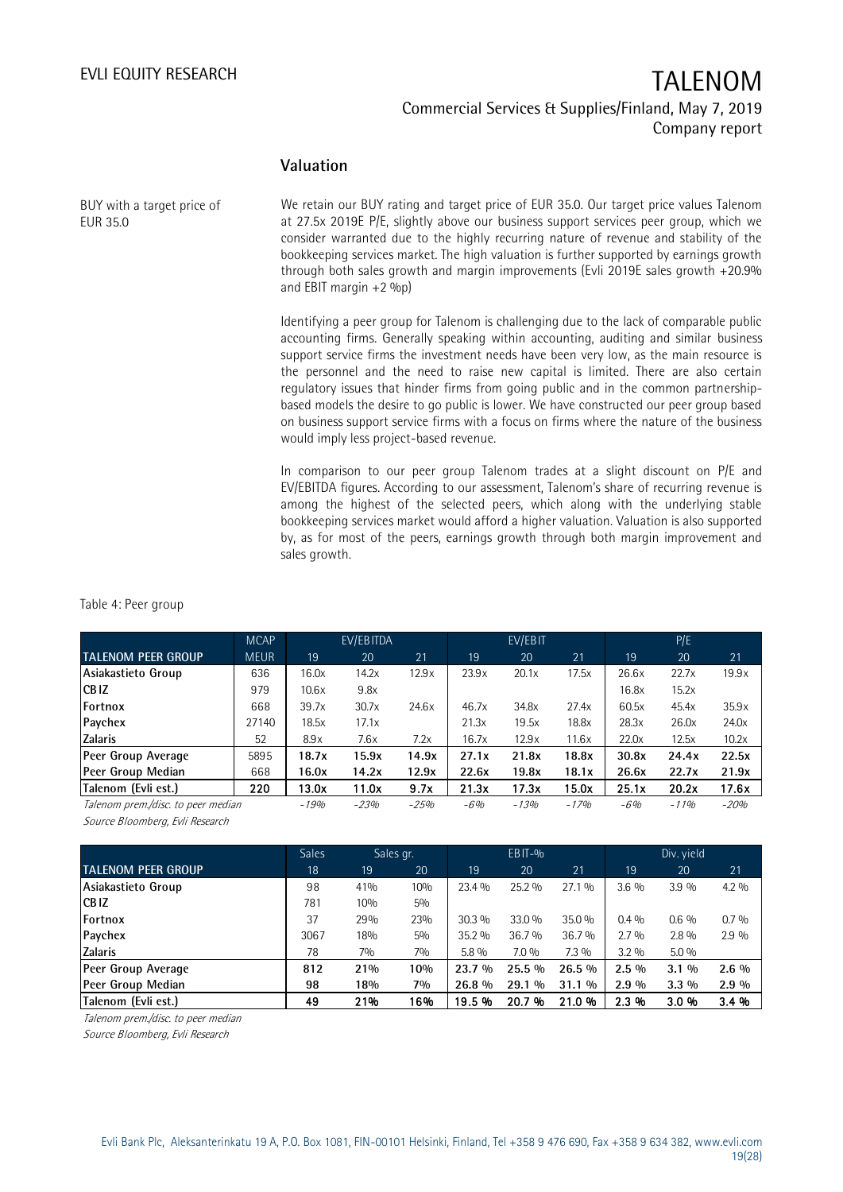## Valuation

BUY with a target price of EUR 35.0

We retain our BUY rating and target price of EUR 35.0. Our target price values Talenom at 27.5x 2019E P/E, slightly above our business support services peer group, which we consider warranted due to the highly recurring nature of revenue and stability of the bookkeeping services market. The high valuation is further supported by earnings growth through both sales growth and margin improvements (Evli 2019E sales growth +20.9% and EBIT margin +2 %p)

Identifying a peer group for Talenom is challenging due to the lack of comparable public accounting firms. Generally speaking within accounting, auditing and similar business support service firms the investment needs have been very low, as the main resource is the personnel and the need to raise new capital is limited. There are also certain regulatory issues that hinder firms from going public and in the common partnership-based models the desire to go public is lower. We have constructed our peer group based on business support service firms with a focus on firms where the nature of the business would imply less project-based revenue.

In comparison to our peer group Talenom trades at a slight discount on P/E and EV/EBITDA figures. According to our assessment, Talenom's share of recurring revenue is among the highest of the selected peers, which along with the underlying stable bookkeeping services market would afford a higher valuation. Valuation is also supported by, as for most of the peers, earnings growth through both margin improvement and sales growth.

Table 4: Peer group

| | MCAP | EV/EBITDA | | | EV/EBIT | | | P/E | | |
|---|---|---|---|---|---|---|---|---|---|---|
| **TALENOM PEER GROUP** | MEUR | 19 | 20 | 21 | 19 | 20 | 21 | 19 | 20 | 21 |
| **Asiakastieto Group** | 636 | 16.0x | 14.2x | 12.9x | 23.9x | 20.1x | 17.5x | 26.6x | 22.7x | 19.9x |
| **CBIZ** | 979 | 10.6x | 9.8x | | | | | 16.8x | 15.2x | |
| **Fortnox** | 668 | 39.7x | 30.7x | 24.6x | 46.7x | 34.8x | 27.4x | 60.5x | 45.4x | 35.9x |
| **Paychex** | 27140 | 18.5x | 17.1x | | 21.3x | 19.5x | 18.8x | 28.3x | 26.0x | 24.0x |
| **Zalaris** | 52 | 8.9x | 7.6x | 7.2x | 16.7x | 12.9x | 11.6x | 22.0x | 12.5x | 10.2x |
| **Peer Group Average** | 5895 | **18.7x** | **15.9x** | **14.9x** | **27.1x** | **21.8x** | **18.8x** | **30.8x** | **24.4x** | **22.5x** |
| **Peer Group Median** | 668 | **16.0x** | **14.2x** | **12.9x** | **22.6x** | **19.8x** | **18.1x** | **26.6x** | **22.7x** | **21.9x** |
| **Talenom (Evli est.)** | **220** | **13.0x** | **11.0x** | **9.7x** | **21.3x** | **17.3x** | **15.0x** | **25.1x** | **20.2x** | **17.6x** |
| *Talenom prem./disc. to peer median* | | *-19%* | *-23%* | *-25%* | *-6%* | *-13%* | *-17%* | *-6%* | *-11%* | *-20%* |

*Source Bloomberg, Evli Research*

| | Sales | Sales gr. | | EBIT-% | | | Div. yield | | |
|---|---|---|---|---|---|---|---|---|---|
| **TALENOM PEER GROUP** | 18 | 19 | 20 | 19 | 20 | 21 | 19 | 20 | 21 |
| **Asiakastieto Group** | 98 | 41% | 10% | 23.4 % | 25.2 % | 27.1 % | 3.6 % | 3.9 % | 4.2 % |
| **CBIZ** | 781 | 10% | 5% | | | | 0.4 % | 0.6 % | 0.7 % |
| **Fortnox** | 37 | 29% | 23% | 30.3 % | 33.0 % | 35.0 % | 0.4 % | 0.6 % | 0.7 % |
| **Paychex** | 3067 | 18% | 5% | 35.2 % | 36.7 % | 36.7 % | 2.7 % | 2.8 % | 2.9 % |
| **Zalaris** | 78 | 7% | 7% | 5.8 % | 7.0 % | 7.3 % | 3.2 % | 5.0 % | |
| **Peer Group Average** | **812** | **21%** | **10%** | **23.7 %** | **25.5 %** | **26.5 %** | **2.5 %** | **3.1 %** | **2.6 %** |
| **Peer Group Median** | **98** | **18%** | **7%** | **26.8 %** | **29.1 %** | **31.1 %** | **2.9 %** | **3.3 %** | **2.9 %** |
| **Talenom (Evli est.)** | **49** | **21%** | **16%** | **19.5 %** | **20.7 %** | **21.0 %** | **2.3 %** | **3.0 %** | **3.4 %** |

*Talenom prem./disc. to peer median*

*Source Bloomberg, Evli Research*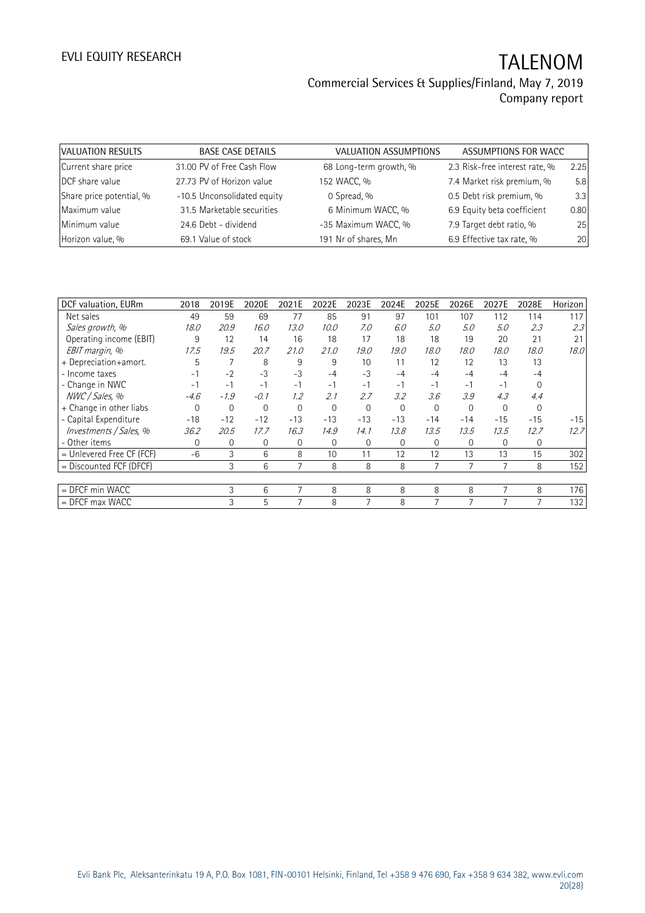| VALUATION RESULTS | | BASE CASE DETAILS | | VALUATION ASSUMPTIONS | | ASSUMPTIONS FOR WACC | |
|---|---|---|---|---|---|---|---|
| Current share price | 31.00 | PV of Free Cash Flow | 68 | Long-term growth, % | 2.3 | Risk-free interest rate, % | 2.25 |
| DCF share value | 27.73 | PV of Horizon value | 152 | WACC, % | 7.4 | Market risk premium, % | 5.8 |
| Share price potential, % | -10.5 | Unconsolidated equity | 0 | Spread, % | 0.5 | Debt risk premium, % | 3.3 |
| Maximum value | 31.5 | Marketable securities | 6 | Minimum WACC, % | 6.9 | Equity beta coefficient | 0.80 |
| Minimum value | 24.6 | Debt - dividend | -35 | Maximum WACC, % | 7.9 | Target debt ratio, % | 25 |
| Horizon value, % | 69.1 | Value of stock | 191 | Nr of shares, Mn | 6.9 | Effective tax rate, % | 20 |

| DCF valuation, EURm | 2018 | 2019E | 2020E | 2021E | 2022E | 2023E | 2024E | 2025E | 2026E | 2027E | 2028E | Horizon |
|---|---|---|---|---|---|---|---|---|---|---|---|---|
| Net sales | 49 | 59 | 69 | 77 | 85 | 91 | 97 | 101 | 107 | 112 | 114 | 117 |
| *Sales growth, %* | *18.0* | *20.9* | *16.0* | *13.0* | *10.0* | *7.0* | *6.0* | *5.0* | *5.0* | *5.0* | *2.3* | *2.3* |
| Operating income (EBIT) | 9 | 12 | 14 | 16 | 18 | 17 | 18 | 18 | 19 | 20 | 21 | 21 |
| *EBIT margin, %* | *17.5* | *19.5* | *20.7* | *21.0* | *21.0* | *19.0* | *19.0* | *18.0* | *18.0* | *18.0* | *18.0* | *18.0* |
| + Depreciation+amort. | 5 | 7 | 8 | 9 | 9 | 10 | 11 | 12 | 12 | 13 | 13 | |
| - Income taxes | -1 | -2 | -3 | -3 | -4 | -3 | -4 | -4 | -4 | -4 | -4 | |
| - Change in NWC | -1 | -1 | -1 | -1 | -1 | -1 | -1 | -1 | -1 | -1 | 0 | |
| *NWC / Sales, %* | *-4.6* | *-1.9* | *-0.1* | *1.2* | *2.1* | *2.7* | *3.2* | *3.6* | *3.9* | *4.3* | *4.4* | |
| + Change in other liabs | 0 | 0 | 0 | 0 | 0 | 0 | 0 | 0 | 0 | 0 | 0 | |
| - Capital Expenditure | -18 | -12 | -12 | -13 | -13 | -13 | -13 | -14 | -14 | -15 | -15 | -15 |
| *Investments / Sales, %* | *36.2* | *20.5* | *17.7* | *16.3* | *14.9* | *14.1* | *13.8* | *13.5* | *13.5* | *13.5* | *12.7* | *12.7* |
| - Other items | 0 | 0 | 0 | 0 | 0 | 0 | 0 | 0 | 0 | 0 | 0 | |
| = Unlevered Free CF (FCF) | -6 | 3 | 6 | 8 | 10 | 11 | 12 | 12 | 13 | 13 | 15 | 302 |
| = Discounted FCF (DFCF) | | 3 | 6 | 7 | 8 | 8 | 8 | 7 | 7 | 7 | 8 | 152 |
| | | | | | | | | | | | | |
| = DFCF min WACC | | 3 | 6 | 7 | 8 | 8 | 8 | 8 | 8 | 7 | 8 | 176 |
| = DFCF max WACC | | 3 | 5 | 7 | 8 | 7 | 8 | 7 | 7 | 7 | 7 | 132 |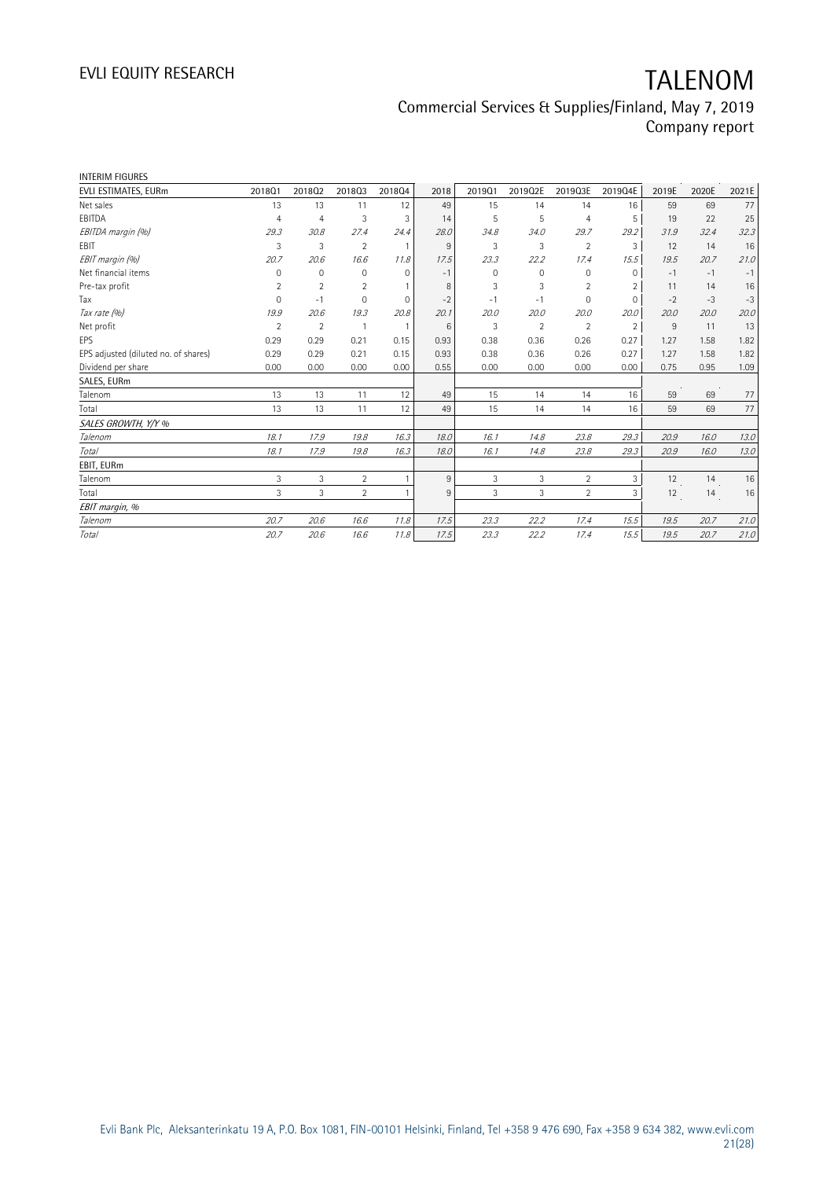INTERIM FIGURES

| EVLI ESTIMATES, EURm | 2018Q1 | 2018Q2 | 2018Q3 | 2018Q4 | 2018 | 2019Q1 | 2019Q2E | 2019Q3E | 2019Q4E | 2019E | 2020E | 2021E |
|---|---|---|---|---|---|---|---|---|---|---|---|---|
| Net sales | 13 | 13 | 11 | 12 | 49 | 15 | 14 | 14 | 16 | 59 | 69 | 77 |
| EBITDA | 4 | 4 | 3 | 3 | 14 | 5 | 5 | 4 | 5 | 19 | 22 | 25 |
| *EBITDA margin (%)* | *29.3* | *30.8* | *27.4* | *24.4* | *28.0* | *34.8* | *34.0* | *29.7* | *29.2* | *31.9* | *32.4* | *32.3* |
| EBIT | 3 | 3 | 2 | 1 | 9 | 3 | 3 | 2 | 3 | 12 | 14 | 16 |
| *EBIT margin (%)* | *20.7* | *20.6* | *16.6* | *11.8* | *17.5* | *23.3* | *22.2* | *17.4* | *15.5* | *19.5* | *20.7* | *21.0* |
| Net financial items | 0 | 0 | 0 | 0 | -1 | 0 | 0 | 0 | 0 | -1 | -1 | -1 |
| Pre-tax profit | 2 | 2 | 2 | 1 | 8 | 3 | 3 | 2 | 2 | 11 | 14 | 16 |
| Tax | 0 | -1 | 0 | 0 | -2 | -1 | -1 | 0 | 0 | -2 | -3 | -3 |
| *Tax rate (%)* | *19.9* | *20.6* | *19.3* | *20.8* | *20.1* | *20.0* | *20.0* | *20.0* | *20.0* | *20.0* | *20.0* | *20.0* |
| Net profit | 2 | 2 | 1 | 1 | 6 | 3 | 2 | 2 | 2 | 9 | 11 | 13 |
| EPS | 0.29 | 0.29 | 0.21 | 0.15 | 0.93 | 0.38 | 0.36 | 0.26 | 0.27 | 1.27 | 1.58 | 1.82 |
| EPS adjusted (diluted no. of shares) | 0.29 | 0.29 | 0.21 | 0.15 | 0.93 | 0.38 | 0.36 | 0.26 | 0.27 | 1.27 | 1.58 | 1.82 |
| Dividend per share | 0.00 | 0.00 | 0.00 | 0.00 | 0.55 | 0.00 | 0.00 | 0.00 | 0.00 | 0.75 | 0.95 | 1.09 |
| SALES, EURm | | | | | | | | | | | | |
| Talenom | 13 | 13 | 11 | 12 | 49 | 15 | 14 | 14 | 16 | 59 | 69 | 77 |
| Total | 13 | 13 | 11 | 12 | 49 | 15 | 14 | 14 | 16 | 59 | 69 | 77 |
| *SALES GROWTH, Y/Y %* | | | | | | | | | | | | |
| *Talenom* | *18.1* | *17.9* | *19.8* | *16.3* | *18.0* | *16.1* | *14.8* | *23.8* | *29.3* | *20.9* | *16.0* | *13.0* |
| *Total* | *18.1* | *17.9* | *19.8* | *16.3* | *18.0* | *16.1* | *14.8* | *23.8* | *29.3* | *20.9* | *16.0* | *13.0* |
| EBIT, EURm | | | | | | | | | | | | |
| Talenom | 3 | 3 | 2 | 1 | 9 | 3 | 3 | 2 | 3 | 12 | 14 | 16 |
| Total | 3 | 3 | 2 | 1 | 9 | 3 | 3 | 2 | 3 | 12 | 14 | 16 |
| *EBIT margin, %* | | | | | | | | | | | | |
| *Talenom* | *20.7* | *20.6* | *16.6* | *11.8* | *17.5* | *23.3* | *22.2* | *17.4* | *15.5* | *19.5* | *20.7* | *21.0* |
| *Total* | *20.7* | *20.6* | *16.6* | *11.8* | *17.5* | *23.3* | *22.2* | *17.4* | *15.5* | *19.5* | *20.7* | *21.0* |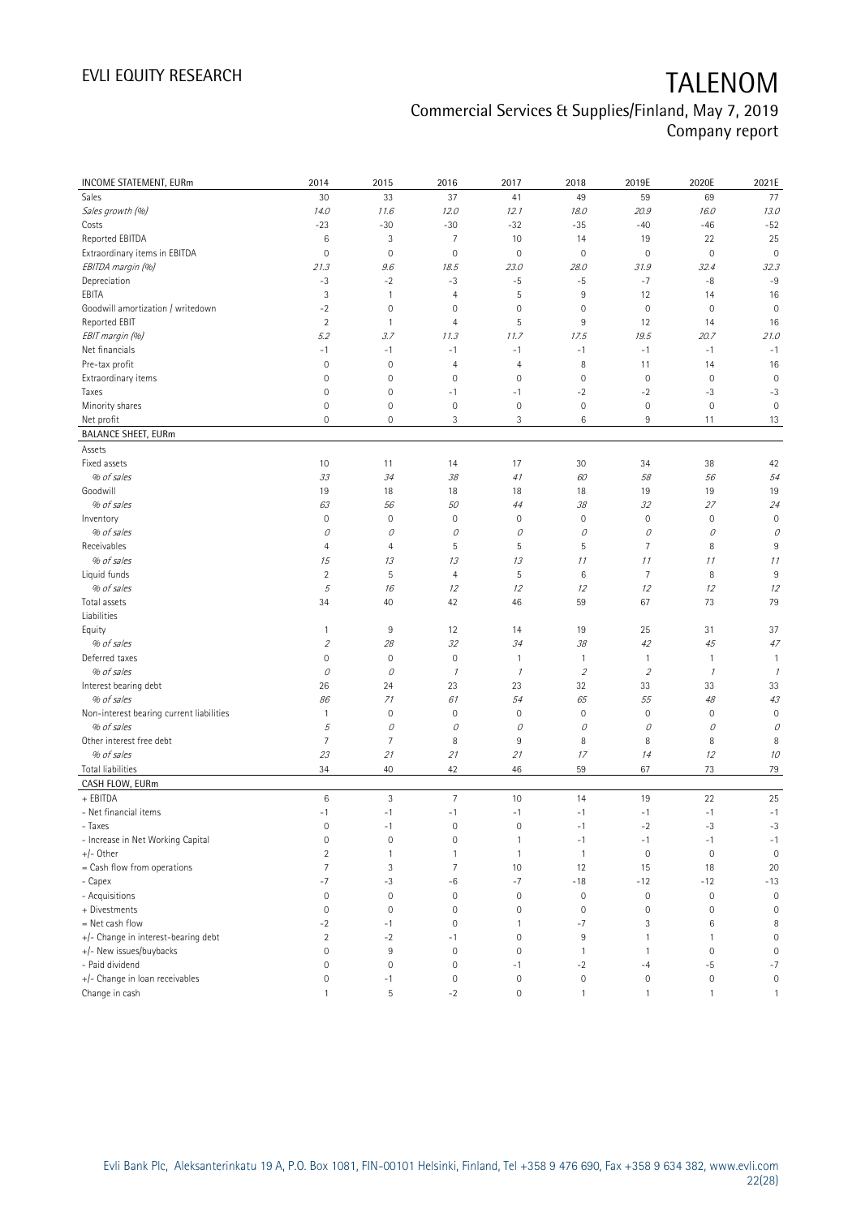# EVLI EQUITY RESEARCH

# TALENOM

## Commercial Services & Supplies/Finland, May 7, 2019
## Company report

| INCOME STATEMENT, EURm | 2014 | 2015 | 2016 | 2017 | 2018 | 2019E | 2020E | 2021E |
|---|---|---|---|---|---|---|---|---|
| Sales | 30 | 33 | 37 | 41 | 49 | 59 | 69 | 77 |
| *Sales growth (%)* | *14.0* | *11.6* | *12.0* | *12.1* | *18.0* | *20.9* | *16.0* | *13.0* |
| Costs | -23 | -30 | -30 | -32 | -35 | -40 | -46 | -52 |
| Reported EBITDA | 6 | 3 | 7 | 10 | 14 | 19 | 22 | 25 |
| Extraordinary items in EBITDA | 0 | 0 | 0 | 0 | 0 | 0 | 0 | 0 |
| *EBITDA margin (%)* | *21.3* | *9.6* | *18.5* | *23.0* | *28.0* | *31.9* | *32.4* | *32.3* |
| Depreciation | -3 | -2 | -3 | -5 | -5 | -7 | -8 | -9 |
| EBITA | 3 | 1 | 4 | 5 | 9 | 12 | 14 | 16 |
| Goodwill amortization / writedown | -2 | 0 | 0 | 0 | 0 | 0 | 0 | 0 |
| Reported EBIT | 2 | 1 | 4 | 5 | 9 | 12 | 14 | 16 |
| *EBIT margin (%)* | *5.2* | *3.7* | *11.3* | *11.7* | *17.5* | *19.5* | *20.7* | *21.0* |
| Net financials | -1 | -1 | -1 | -1 | -1 | -1 | -1 | -1 |
| Pre-tax profit | 0 | 0 | 4 | 4 | 8 | 11 | 14 | 16 |
| Extraordinary items | 0 | 0 | 0 | 0 | 0 | 0 | 0 | 0 |
| Taxes | 0 | 0 | -1 | -1 | -2 | -2 | -3 | -3 |
| Minority shares | 0 | 0 | 0 | 0 | 0 | 0 | 0 | 0 |
| Net profit | 0 | 0 | 3 | 3 | 6 | 9 | 11 | 13 |
| **BALANCE SHEET, EURm** | | | | | | | | |
| Assets | | | | | | | | |
| Fixed assets | 10 | 11 | 14 | 17 | 30 | 34 | 38 | 42 |
| *% of sales* | *33* | *34* | *38* | *41* | *60* | *58* | *56* | *54* |
| Goodwill | 19 | 18 | 18 | 18 | 18 | 19 | 19 | 19 |
| *% of sales* | *63* | *56* | *50* | *44* | *38* | *32* | *27* | *24* |
| Inventory | 0 | 0 | 0 | 0 | 0 | 0 | 0 | 0 |
| *% of sales* | *0* | *0* | *0* | *0* | *0* | *0* | *0* | *0* |
| Receivables | 4 | 4 | 5 | 5 | 5 | 7 | 8 | 9 |
| *% of sales* | *15* | *13* | *13* | *13* | *11* | *11* | *11* | *11* |
| Liquid funds | 2 | 5 | 4 | 5 | 6 | 7 | 8 | 9 |
| *% of sales* | *5* | *16* | *12* | *12* | *12* | *12* | *12* | *12* |
| Total assets | 34 | 40 | 42 | 46 | 59 | 67 | 73 | 79 |
| Liabilities | | | | | | | | |
| Equity | 1 | 9 | 12 | 14 | 19 | 25 | 31 | 37 |
| *% of sales* | *2* | *28* | *32* | *34* | *38* | *42* | *45* | *47* |
| Deferred taxes | 0 | 0 | 0 | 1 | 1 | 1 | 1 | 1 |
| *% of sales* | *0* | *0* | *1* | *1* | *2* | *2* | *1* | *1* |
| Interest bearing debt | 26 | 24 | 23 | 23 | 32 | 33 | 33 | 33 |
| *% of sales* | *86* | *71* | *61* | *54* | *65* | *55* | *48* | *43* |
| Non-interest bearing current liabilities | 1 | 0 | 0 | 0 | 0 | 0 | 0 | 0 |
| *% of sales* | *5* | *0* | *0* | *0* | *0* | *0* | *0* | *0* |
| Other interest free debt | 7 | 7 | 8 | 9 | 8 | 8 | 8 | 8 |
| *% of sales* | *23* | *21* | *21* | *21* | *17* | *14* | *12* | *10* |
| Total liabilities | 34 | 40 | 42 | 46 | 59 | 67 | 73 | 79 |
| **CASH FLOW, EURm** | | | | | | | | |
| + EBITDA | 6 | 3 | 7 | 10 | 14 | 19 | 22 | 25 |
| - Net financial items | -1 | -1 | -1 | -1 | -1 | -1 | -1 | -1 |
| - Taxes | 0 | -1 | 0 | 0 | -1 | -2 | -3 | -3 |
| - Increase in Net Working Capital | 0 | 0 | 0 | 1 | -1 | -1 | -1 | -1 |
| +/- Other | 2 | 1 | 1 | 1 | 1 | 0 | 0 | 0 |
| = Cash flow from operations | 7 | 3 | 7 | 10 | 12 | 15 | 18 | 20 |
| - Capex | -7 | -3 | -6 | -7 | -18 | -12 | -12 | -13 |
| - Acquisitions | 0 | 0 | 0 | 0 | 0 | 0 | 0 | 0 |
| + Divestments | 0 | 0 | 0 | 0 | 0 | 0 | 0 | 0 |
| = Net cash flow | -2 | -1 | 0 | 1 | -7 | 3 | 6 | 8 |
| +/- Change in interest-bearing debt | 2 | -2 | -1 | 0 | 9 | 1 | 1 | 0 |
| +/- New issues/buybacks | 0 | 9 | 0 | 0 | 1 | 1 | 0 | 0 |
| - Paid dividend | 0 | 0 | 0 | -1 | -2 | -4 | -5 | -7 |
| +/- Change in loan receivables | 0 | -1 | 0 | 0 | 0 | 0 | 0 | 0 |
| Change in cash | 1 | 5 | -2 | 0 | 1 | 1 | 1 | 1 |

Evli Bank Plc, Aleksanterinkatu 19 A, P.O. Box 1081, FIN-00101 Helsinki, Finland, Tel +358 9 476 690, Fax +358 9 634 382, www.evli.com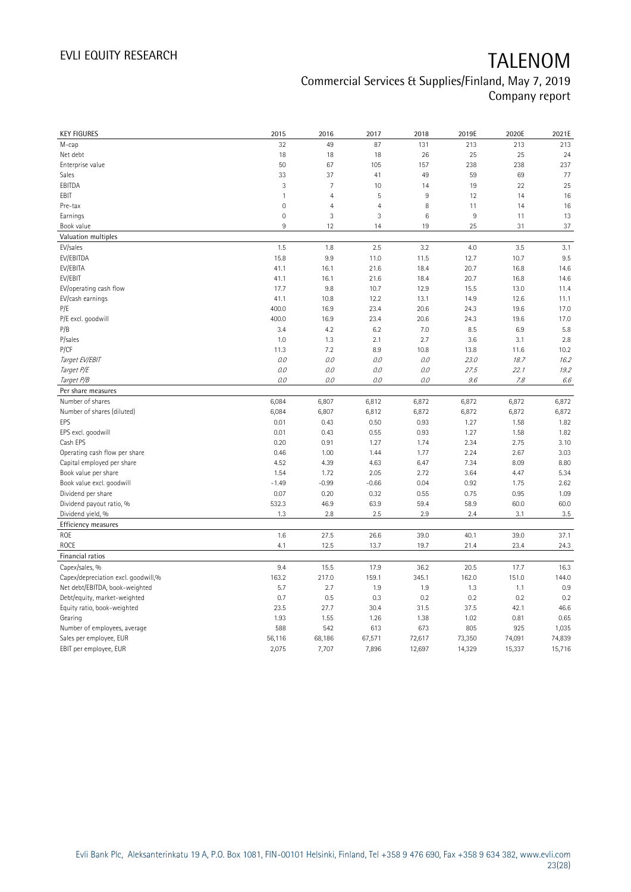# TALENOM

## Commercial Services & Supplies/Finland, May 7, 2019
## Company report

| KEY FIGURES | 2015 | 2016 | 2017 | 2018 | 2019E | 2020E | 2021E |
|---|---|---|---|---|---|---|---|
| M-cap | 32 | 49 | 87 | 131 | 213 | 213 | 213 |
| Net debt | 18 | 18 | 18 | 26 | 25 | 25 | 24 |
| Enterprise value | 50 | 67 | 105 | 157 | 238 | 238 | 237 |
| Sales | 33 | 37 | 41 | 49 | 59 | 69 | 77 |
| EBITDA | 3 | 7 | 10 | 14 | 19 | 22 | 25 |
| EBIT | 1 | 4 | 5 | 9 | 12 | 14 | 16 |
| Pre-tax | 0 | 4 | 4 | 8 | 11 | 14 | 16 |
| Earnings | 0 | 3 | 3 | 6 | 9 | 11 | 13 |
| Book value | 9 | 12 | 14 | 19 | 25 | 31 | 37 |
| **Valuation multiples** | | | | | | | |
| EV/sales | 1.5 | 1.8 | 2.5 | 3.2 | 4.0 | 3.5 | 3.1 |
| EV/EBITDA | 15.8 | 9.9 | 11.0 | 11.5 | 12.7 | 10.7 | 9.5 |
| EV/EBITA | 41.1 | 16.1 | 21.6 | 18.4 | 20.7 | 16.8 | 14.6 |
| EV/EBIT | 41.1 | 16.1 | 21.6 | 18.4 | 20.7 | 16.8 | 14.6 |
| EV/operating cash flow | 17.7 | 9.8 | 10.7 | 12.9 | 15.5 | 13.0 | 11.4 |
| EV/cash earnings | 41.1 | 10.8 | 12.2 | 13.1 | 14.9 | 12.6 | 11.1 |
| P/E | 400.0 | 16.9 | 23.4 | 20.6 | 24.3 | 19.6 | 17.0 |
| P/E excl. goodwill | 400.0 | 16.9 | 23.4 | 20.6 | 24.3 | 19.6 | 17.0 |
| P/B | 3.4 | 4.2 | 6.2 | 7.0 | 8.5 | 6.9 | 5.8 |
| P/sales | 1.0 | 1.3 | 2.1 | 2.7 | 3.6 | 3.1 | 2.8 |
| P/CF | 11.3 | 7.2 | 8.9 | 10.8 | 13.8 | 11.6 | 10.2 |
| *Target EV/EBIT* | *0.0* | *0.0* | *0.0* | *0.0* | *23.0* | *18.7* | *16.2* |
| *Target P/E* | *0.0* | *0.0* | *0.0* | *0.0* | *27.5* | *22.1* | *19.2* |
| *Target P/B* | *0.0* | *0.0* | *0.0* | *0.0* | *9.6* | *7.8* | *6.6* |
| **Per share measures** | | | | | | | |
| Number of shares | 6,084 | 6,807 | 6,812 | 6,872 | 6,872 | 6,872 | 6,872 |
| Number of shares (diluted) | 6,084 | 6,807 | 6,812 | 6,872 | 6,872 | 6,872 | 6,872 |
| EPS | 0.01 | 0.43 | 0.50 | 0.93 | 1.27 | 1.58 | 1.82 |
| EPS excl. goodwill | 0.01 | 0.43 | 0.55 | 0.93 | 1.27 | 1.58 | 1.82 |
| Cash EPS | 0.20 | 0.91 | 1.27 | 1.74 | 2.34 | 2.75 | 3.10 |
| Operating cash flow per share | 0.46 | 1.00 | 1.44 | 1.77 | 2.24 | 2.67 | 3.03 |
| Capital employed per share | 4.52 | 4.39 | 4.63 | 6.47 | 7.34 | 8.09 | 8.80 |
| Book value per share | 1.54 | 1.72 | 2.05 | 2.72 | 3.64 | 4.47 | 5.34 |
| Book value excl. goodwill | -1.49 | -0.99 | -0.66 | 0.04 | 0.92 | 1.75 | 2.62 |
| Dividend per share | 0.07 | 0.20 | 0.32 | 0.55 | 0.75 | 0.95 | 1.09 |
| Dividend payout ratio, % | 532.3 | 46.9 | 63.9 | 59.4 | 58.9 | 60.0 | 60.0 |
| Dividend yield, % | 1.3 | 2.8 | 2.5 | 2.9 | 2.4 | 3.1 | 3.5 |
| **Efficiency measures** | | | | | | | |
| ROE | 1.6 | 27.5 | 26.6 | 39.0 | 40.1 | 39.0 | 37.1 |
| ROCE | 4.1 | 12.5 | 13.7 | 19.7 | 21.4 | 23.4 | 24.3 |
| **Financial ratios** | | | | | | | |
| Capex/sales, % | 9.4 | 15.5 | 17.9 | 36.2 | 20.5 | 17.7 | 16.3 |
| Capex/depreciation excl. goodwill,% | 163.2 | 217.0 | 159.1 | 345.1 | 162.0 | 151.0 | 144.0 |
| Net debt/EBITDA, book-weighted | 5.7 | 2.7 | 1.9 | 1.9 | 1.3 | 1.1 | 0.9 |
| Debt/equity, market-weighted | 0.7 | 0.5 | 0.3 | 0.2 | 0.2 | 0.2 | 0.2 |
| Equity ratio, book-weighted | 23.5 | 27.7 | 30.4 | 31.5 | 37.5 | 42.1 | 46.6 |
| Gearing | 1.93 | 1.55 | 1.26 | 1.38 | 1.02 | 0.81 | 0.65 |
| Number of employees, average | 588 | 542 | 613 | 673 | 805 | 925 | 1,035 |
| Sales per employee, EUR | 56,116 | 68,186 | 67,571 | 72,617 | 73,350 | 74,091 | 74,839 |
| EBIT per employee, EUR | 2,075 | 7,707 | 7,896 | 12,697 | 14,329 | 15,337 | 15,716 |

Evli Bank Plc, Aleksanterinkatu 19 A, P.O. Box 1081, FIN-00101 Helsinki, Finland, Tel +358 9 476 690, Fax +358 9 634 382, www.evli.com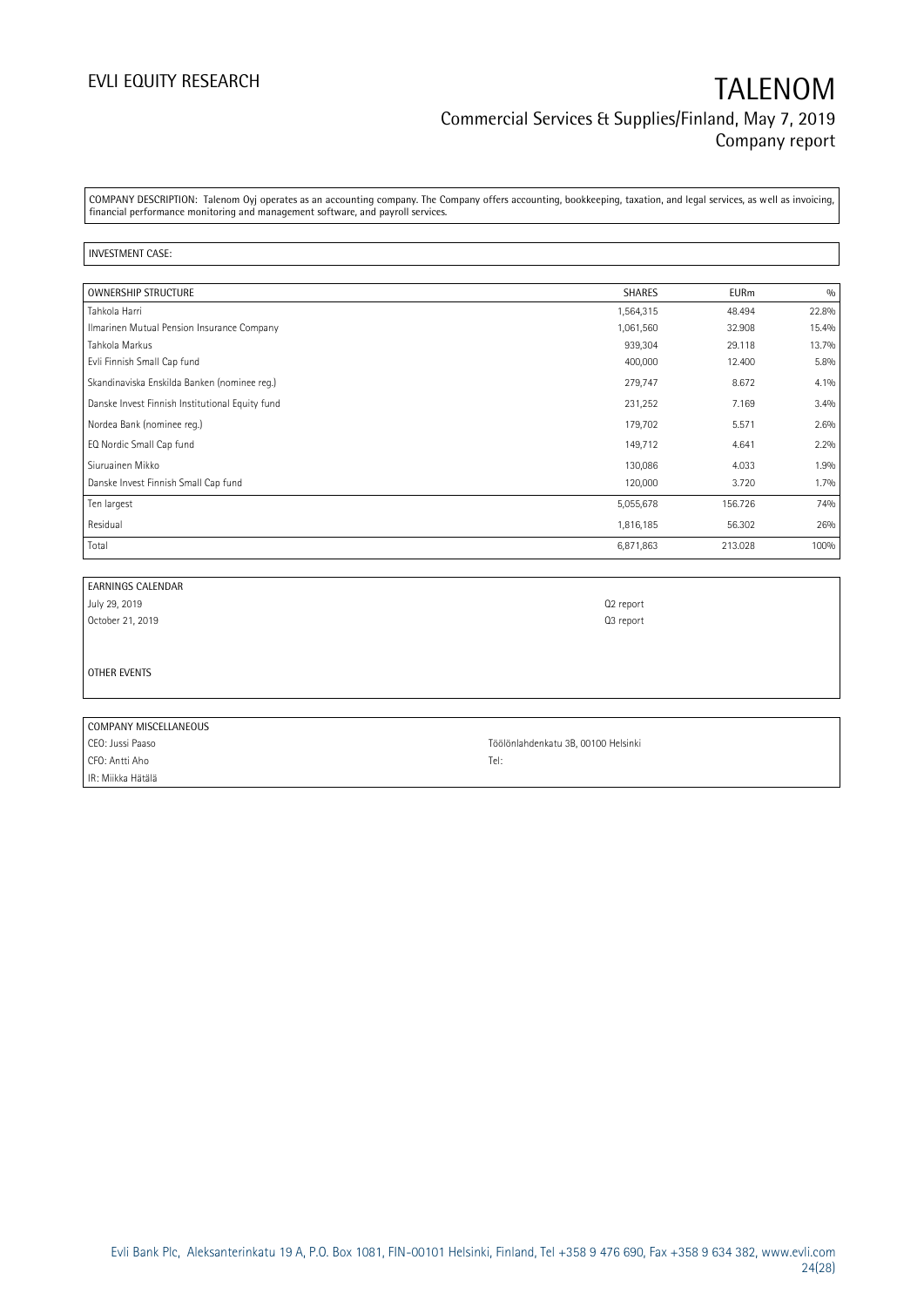COMPANY DESCRIPTION: Talenom Oyj operates as an accounting company. The Company offers accounting, bookkeeping, taxation, and legal services, as well as invoicing, financial performance monitoring and management software, and payroll services.

INVESTMENT CASE:

| OWNERSHIP STRUCTURE | SHARES | EURm | % |
|---|---|---|---|
| Tahkola Harri | 1,564,315 | 48.494 | 22.8% |
| Ilmarinen Mutual Pension Insurance Company | 1,061,560 | 32.908 | 15.4% |
| Tahkola Markus | 939,304 | 29.118 | 13.7% |
| Evli Finnish Small Cap fund | 400,000 | 12.400 | 5.8% |
| Skandinaviska Enskilda Banken (nominee reg.) | 279,747 | 8.672 | 4.1% |
| Danske Invest Finnish Institutional Equity fund | 231,252 | 7.169 | 3.4% |
| Nordea Bank (nominee reg.) | 179,702 | 5.571 | 2.6% |
| EQ Nordic Small Cap fund | 149,712 | 4.641 | 2.2% |
| Siuruainen Mikko | 130,086 | 4.033 | 1.9% |
| Danske Invest Finnish Small Cap fund | 120,000 | 3.720 | 1.7% |
| Ten largest | 5,055,678 | 156.726 | 74% |
| Residual | 1,816,185 | 56.302 | 26% |
| Total | 6,871,863 | 213.028 | 100% |

| EARNINGS CALENDAR | |
|---|---|
| July 29, 2019 | Q2 report |
| October 21, 2019 | Q3 report |

OTHER EVENTS

| COMPANY MISCELLANEOUS | |
|---|---|
| CEO: Jussi Paaso | Töölönlahdenkatu 3B, 00100 Helsinki |
| CFO: Antti Aho | Tel: |
| IR: Miikka Hätälä | |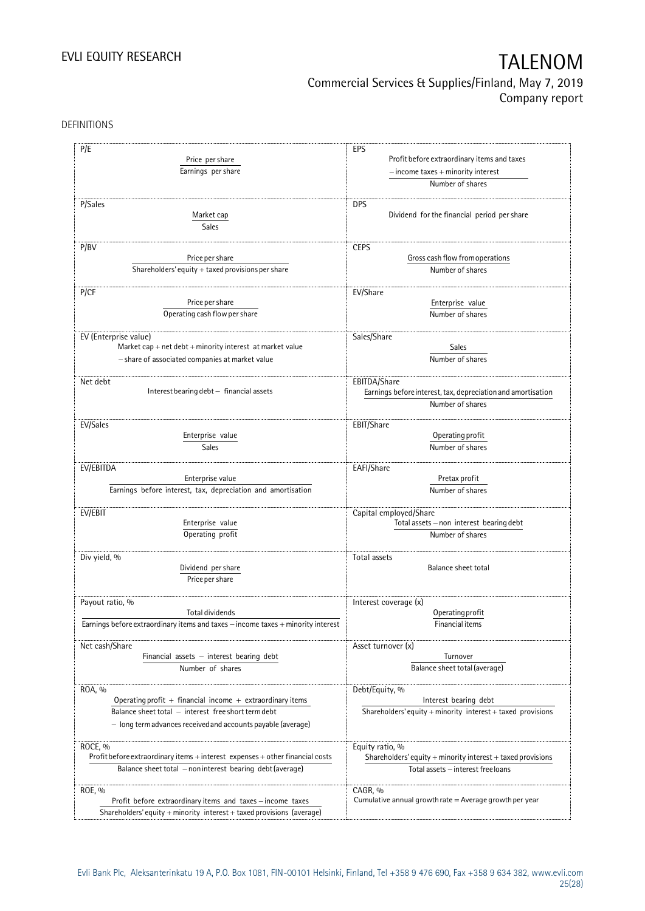DEFINITIONS

| | |
|---|---|
| **P/E**<br>Price per share / Earnings per share | **EPS**<br>Profit before extraordinary items and taxes − income taxes + minority interest / Number of shares |
| **P/Sales**<br>Market cap / Sales | **DPS**<br>Dividend for the financial period per share |
| **P/BV**<br>Price per share / Shareholders' equity + taxed provisions per share | **CEPS**<br>Gross cash flow from operations / Number of shares |
| **P/CF**<br>Price per share / Operating cash flow per share | **EV/Share**<br>Enterprise value / Number of shares |
| **EV (Enterprise value)**<br>Market cap + net debt + minority interest at market value − share of associated companies at market value | **Sales/Share**<br>Sales / Number of shares |
| **Net debt**<br>Interest bearing debt − financial assets | **EBITDA/Share**<br>Earnings before interest, tax, depreciation and amortisation / Number of shares |
| **EV/Sales**<br>Enterprise value / Sales | **EBIT/Share**<br>Operating profit / Number of shares |
| **EV/EBITDA**<br>Enterprise value / Earnings before interest, tax, depreciation and amortisation | **EAFI/Share**<br>Pretax profit / Number of shares |
| **EV/EBIT**<br>Enterprise value / Operating profit | **Capital employed/Share**<br>Total assets − non interest bearing debt / Number of shares |
| **Div yield, %**<br>Dividend per share / Price per share | **Total assets**<br>Balance sheet total |
| **Payout ratio, %**<br>Total dividends / Earnings before extraordinary items and taxes − income taxes + minority interest | **Interest coverage (x)**<br>Operating profit / Financial items |
| **Net cash/Share**<br>Financial assets − interest bearing debt / Number of shares | **Asset turnover (x)**<br>Turnover / Balance sheet total (average) |
| **ROA, %**<br>Operating profit + financial income + extraordinary items / Balance sheet total − interest free short term debt − long term advances received and accounts payable (average) | **Debt/Equity, %**<br>Interest bearing debt / Shareholders' equity + minority interest + taxed provisions |
| **ROCE, %**<br>Profit before extraordinary items + interest expenses + other financial costs / Balance sheet total − non interest bearing debt (average) | **Equity ratio, %**<br>Shareholders' equity + minority interest + taxed provisions / Total assets − interest free loans |
| **ROE, %**<br>Profit before extraordinary items and taxes − income taxes / Shareholders' equity + minority interest + taxed provisions (average) | **CAGR, %**<br>Cumulative annual growth rate = Average growth per year |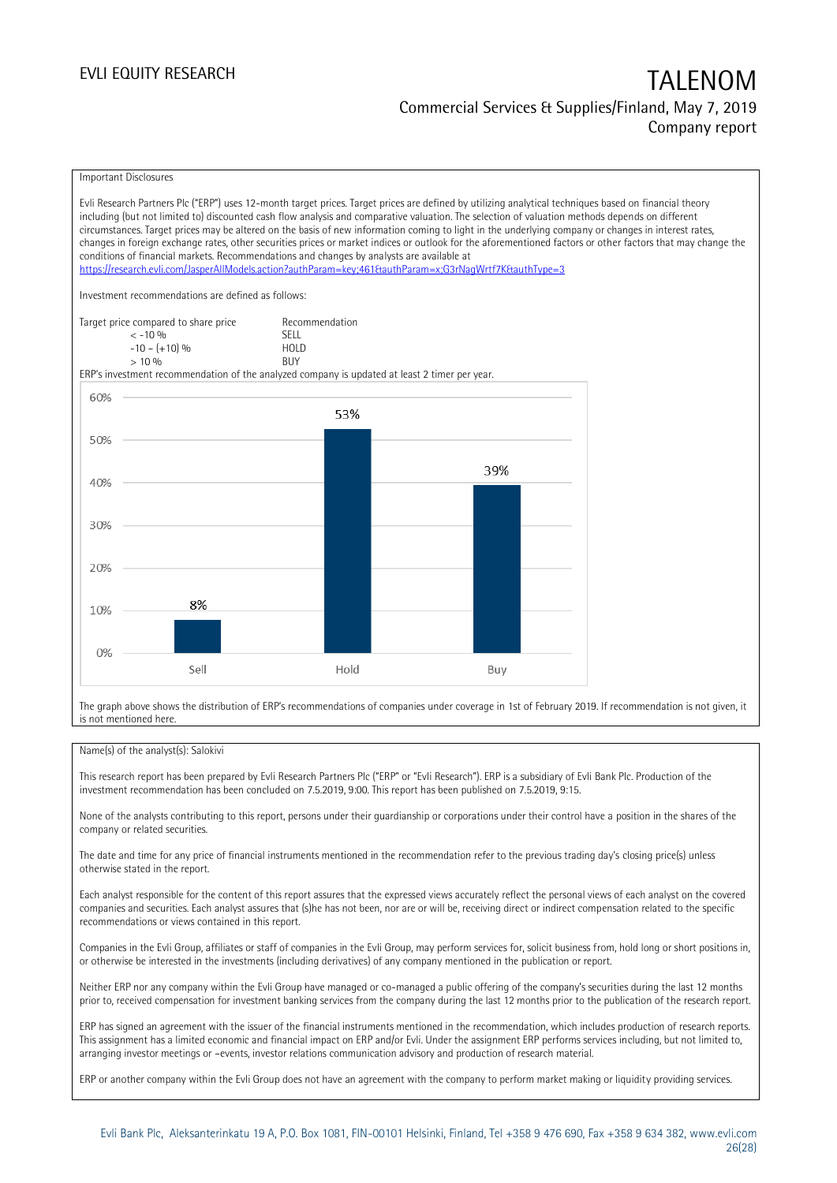Important Disclosures

Evli Research Partners Plc ("ERP") uses 12-month target prices. Target prices are defined by utilizing analytical techniques based on financial theory including (but not limited to) discounted cash flow analysis and comparative valuation. The selection of valuation methods depends on different circumstances. Target prices may be altered on the basis of new information coming to light in the underlying company or changes in interest rates, changes in foreign exchange rates, other securities prices or market indices or outlook for the aforementioned factors or other factors that may change the conditions of financial markets. Recommendations and changes by analysts are available at https://research.evli.com/JasperAllModels.action?authParam=key;461&authParam=x;G3rNagWrtf7K&authType=3

Investment recommendations are defined as follows:

| Target price compared to share price | Recommendation |
|---|---|
| < -10 % | SELL |
| -10 – (+10) % | HOLD |
| > 10 % | BUY |

ERP's investment recommendation of the analyzed company is updated at least 2 timer per year.

| | Sell | Hold | Buy |
|---|---|---|---|
| Share | 8% | 53% | 39% |

The graph above shows the distribution of ERP's recommendations of companies under coverage in 1st of February 2019. If recommendation is not given, it is not mentioned here.

Name(s) of the analyst(s): Salokivi

This research report has been prepared by Evli Research Partners Plc ("ERP" or "Evli Research"). ERP is a subsidiary of Evli Bank Plc. Production of the investment recommendation has been concluded on 7.5.2019, 9:00. This report has been published on 7.5.2019, 9:15.

None of the analysts contributing to this report, persons under their guardianship or corporations under their control have a position in the shares of the company or related securities.

The date and time for any price of financial instruments mentioned in the recommendation refer to the previous trading day's closing price(s) unless otherwise stated in the report.

Each analyst responsible for the content of this report assures that the expressed views accurately reflect the personal views of each analyst on the covered companies and securities. Each analyst assures that (s)he has not been, nor are or will be, receiving direct or indirect compensation related to the specific recommendations or views contained in this report.

Companies in the Evli Group, affiliates or staff of companies in the Evli Group, may perform services for, solicit business from, hold long or short positions in, or otherwise be interested in the investments (including derivatives) of any company mentioned in the publication or report.

Neither ERP nor any company within the Evli Group have managed or co-managed a public offering of the company's securities during the last 12 months prior to, received compensation for investment banking services from the company during the last 12 months prior to the publication of the research report.

ERP has signed an agreement with the issuer of the financial instruments mentioned in the recommendation, which includes production of research reports. This assignment has a limited economic and financial impact on ERP and/or Evli. Under the assignment ERP performs services including, but not limited to, arranging investor meetings or –events, investor relations communication advisory and production of research material.

ERP or another company within the Evli Group does not have an agreement with the company to perform market making or liquidity providing services.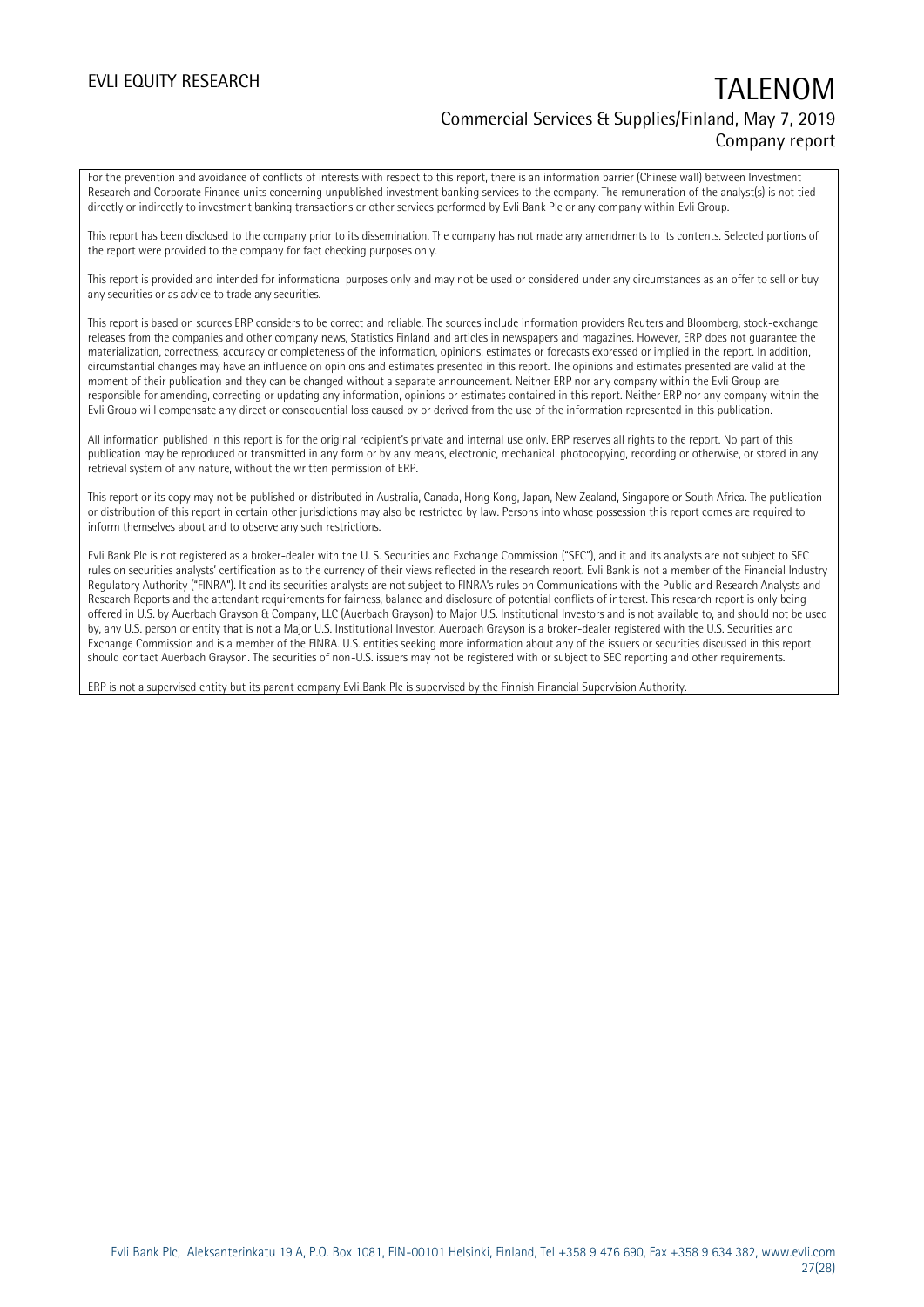For the prevention and avoidance of conflicts of interests with respect to this report, there is an information barrier (Chinese wall) between Investment Research and Corporate Finance units concerning unpublished investment banking services to the company. The remuneration of the analyst(s) is not tied directly or indirectly to investment banking transactions or other services performed by Evli Bank Plc or any company within Evli Group.

This report has been disclosed to the company prior to its dissemination. The company has not made any amendments to its contents. Selected portions of the report were provided to the company for fact checking purposes only.

This report is provided and intended for informational purposes only and may not be used or considered under any circumstances as an offer to sell or buy any securities or as advice to trade any securities.

This report is based on sources ERP considers to be correct and reliable. The sources include information providers Reuters and Bloomberg, stock-exchange releases from the companies and other company news, Statistics Finland and articles in newspapers and magazines. However, ERP does not guarantee the materialization, correctness, accuracy or completeness of the information, opinions, estimates or forecasts expressed or implied in the report. In addition, circumstantial changes may have an influence on opinions and estimates presented in this report. The opinions and estimates presented are valid at the moment of their publication and they can be changed without a separate announcement. Neither ERP nor any company within the Evli Group are responsible for amending, correcting or updating any information, opinions or estimates contained in this report. Neither ERP nor any company within the Evli Group will compensate any direct or consequential loss caused by or derived from the use of the information represented in this publication.

All information published in this report is for the original recipient's private and internal use only. ERP reserves all rights to the report. No part of this publication may be reproduced or transmitted in any form or by any means, electronic, mechanical, photocopying, recording or otherwise, or stored in any retrieval system of any nature, without the written permission of ERP.

This report or its copy may not be published or distributed in Australia, Canada, Hong Kong, Japan, New Zealand, Singapore or South Africa. The publication or distribution of this report in certain other jurisdictions may also be restricted by law. Persons into whose possession this report comes are required to inform themselves about and to observe any such restrictions.

Evli Bank Plc is not registered as a broker-dealer with the U. S. Securities and Exchange Commission ("SEC"), and it and its analysts are not subject to SEC rules on securities analysts' certification as to the currency of their views reflected in the research report. Evli Bank is not a member of the Financial Industry Regulatory Authority ("FINRA"). It and its securities analysts are not subject to FINRA's rules on Communications with the Public and Research Analysts and Research Reports and the attendant requirements for fairness, balance and disclosure of potential conflicts of interest. This research report is only being offered in U.S. by Auerbach Grayson & Company, LLC (Auerbach Grayson) to Major U.S. Institutional Investors and is not available to, and should not be used by, any U.S. person or entity that is not a Major U.S. Institutional Investor. Auerbach Grayson is a broker-dealer registered with the U.S. Securities and Exchange Commission and is a member of the FINRA. U.S. entities seeking more information about any of the issuers or securities discussed in this report should contact Auerbach Grayson. The securities of non-U.S. issuers may not be registered with or subject to SEC reporting and other requirements.

ERP is not a supervised entity but its parent company Evli Bank Plc is supervised by the Finnish Financial Supervision Authority.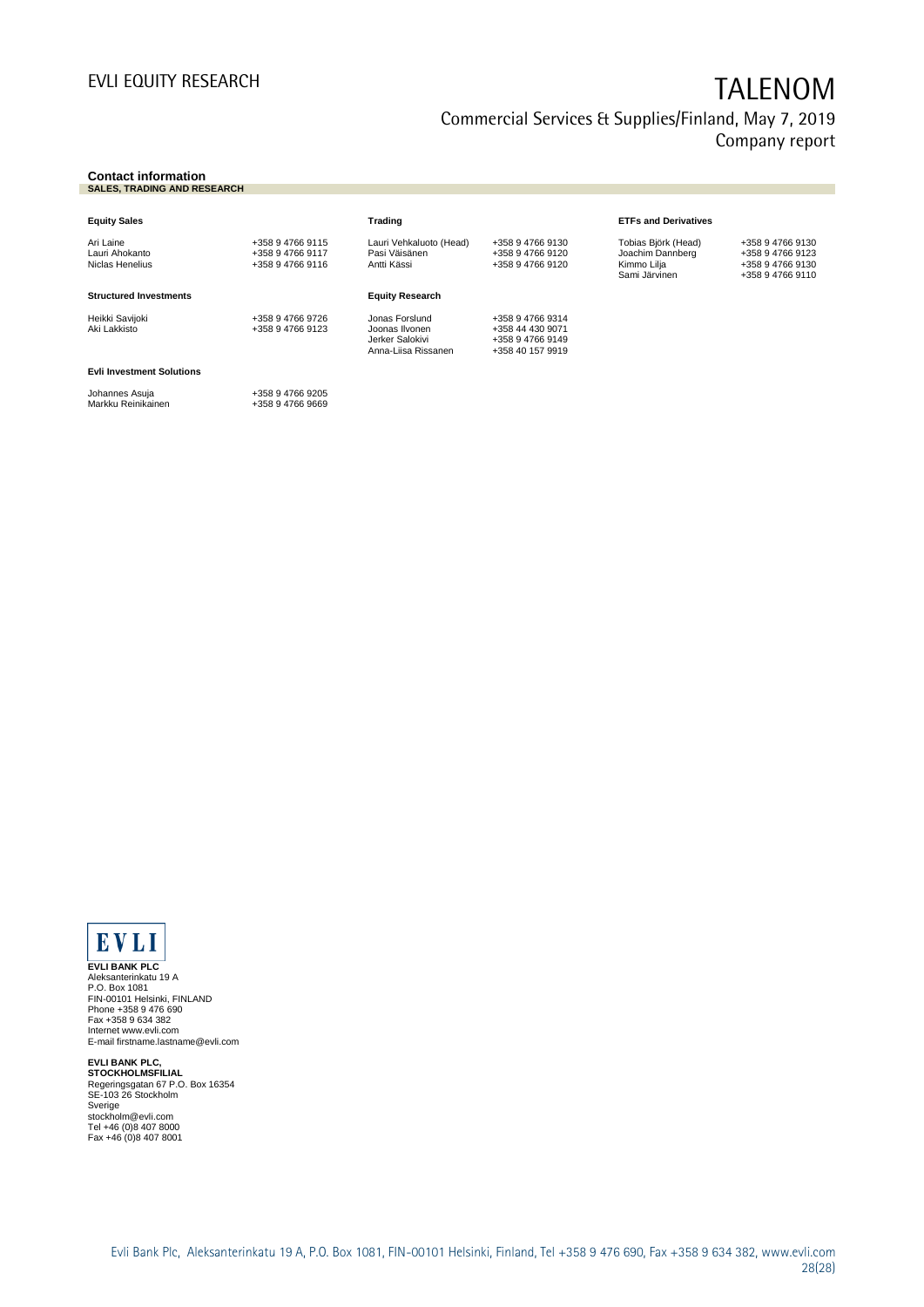## Contact information

**SALES, TRADING AND RESEARCH**

**Equity Sales**

| | |
|---|---|
| Ari Laine | +358 9 4766 9115 |
| Lauri Ahokanto | +358 9 4766 9117 |
| Niclas Henelius | +358 9 4766 9116 |

**Structured Investments**

| | |
|---|---|
| Heikki Savijoki | +358 9 4766 9726 |
| Aki Lakkisto | +358 9 4766 9123 |

**Evli Investment Solutions**

| | |
|---|---|
| Johannes Asuja | +358 9 4766 9205 |
| Markku Reinikainen | +358 9 4766 9669 |

**Trading**

| | |
|---|---|
| Lauri Vehkaluoto (Head) | +358 9 4766 9130 |
| Pasi Väisänen | +358 9 4766 9120 |
| Antti Kässi | +358 9 4766 9120 |

**Equity Research**

| | |
|---|---|
| Jonas Forslund | +358 9 4766 9314 |
| Joonas Ilvonen | +358 44 430 9071 |
| Jerker Salokivi | +358 9 4766 9149 |
| Anna-Liisa Rissanen | +358 40 157 9919 |

**ETFs and Derivatives**

| | |
|---|---|
| Tobias Björk (Head) | +358 9 4766 9130 |
| Joachim Dannberg | +358 9 4766 9123 |
| Kimmo Lilja | +358 9 4766 9130 |
| Sami Järvinen | +358 9 4766 9110 |

EVLI

**EVLI BANK PLC**
Aleksanterinkatu 19 A
P.O. Box 1081
FIN-00101 Helsinki, FINLAND
Phone +358 9 476 690
Fax +358 9 634 382
Internet www.evli.com
E-mail firstname.lastname@evli.com

**EVLI BANK PLC, STOCKHOLMSFILIAL**
Regeringsgatan 67 P.O. Box 16354
SE-103 26 Stockholm
Sverige
stockholm@evli.com
Tel +46 (0)8 407 8000
Fax +46 (0)8 407 8001